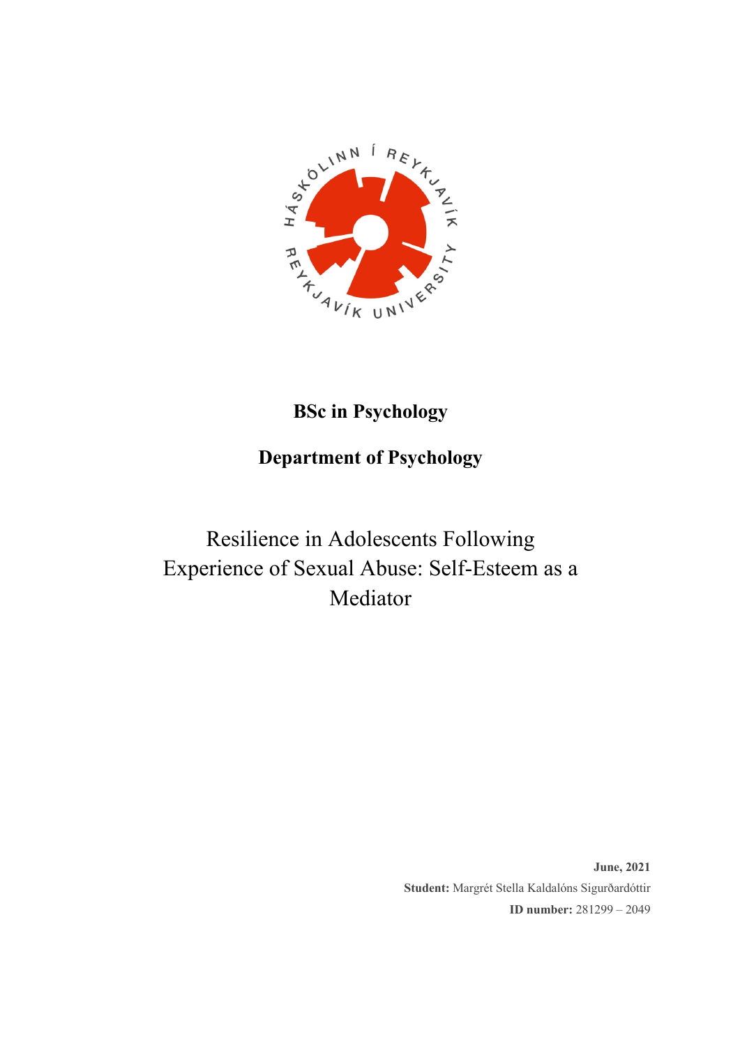**BSc in Psychology**

**Department of Psychology**

# Resilience in Adolescents Following Experience of Sexual Abuse: Self-Esteem as a Mediator

**June, 2021**

**Student:** Margrét Stella Kaldalóns Sigurðardóttir

**ID number:** 281299 – 2049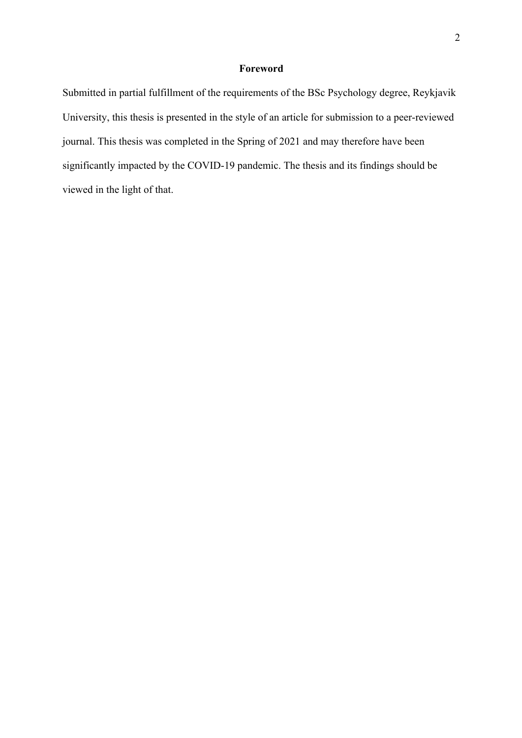## Foreword

Submitted in partial fulfillment of the requirements of the BSc Psychology degree, Reykjavik University, this thesis is presented in the style of an article for submission to a peer-reviewed journal. This thesis was completed in the Spring of 2021 and may therefore have been significantly impacted by the COVID-19 pandemic. The thesis and its findings should be viewed in the light of that.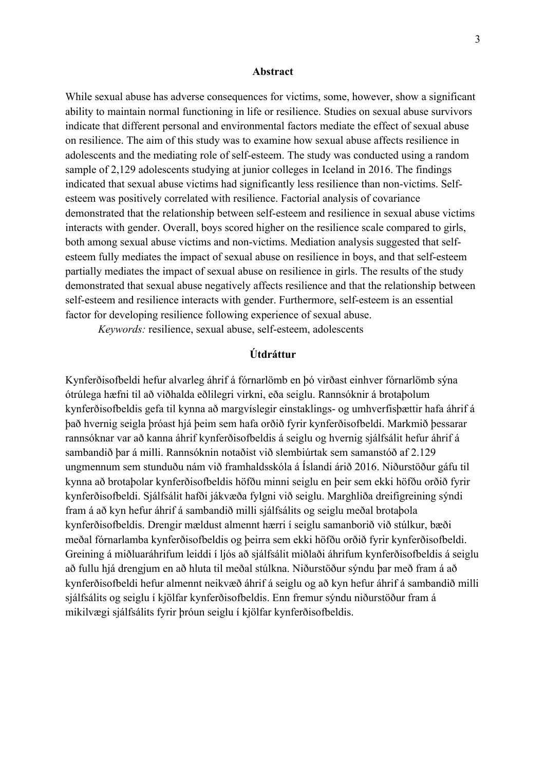## Abstract

While sexual abuse has adverse consequences for victims, some, however, show a significant ability to maintain normal functioning in life or resilience. Studies on sexual abuse survivors indicate that different personal and environmental factors mediate the effect of sexual abuse on resilience. The aim of this study was to examine how sexual abuse affects resilience in adolescents and the mediating role of self-esteem. The study was conducted using a random sample of 2,129 adolescents studying at junior colleges in Iceland in 2016. The findings indicated that sexual abuse victims had significantly less resilience than non-victims. Self-esteem was positively correlated with resilience. Factorial analysis of covariance demonstrated that the relationship between self-esteem and resilience in sexual abuse victims interacts with gender. Overall, boys scored higher on the resilience scale compared to girls, both among sexual abuse victims and non-victims. Mediation analysis suggested that self-esteem fully mediates the impact of sexual abuse on resilience in boys, and that self-esteem partially mediates the impact of sexual abuse on resilience in girls. The results of the study demonstrated that sexual abuse negatively affects resilience and that the relationship between self-esteem and resilience interacts with gender. Furthermore, self-esteem is an essential factor for developing resilience following experience of sexual abuse.

*Keywords:* resilience, sexual abuse, self-esteem, adolescents

## Útdráttur

Kynferðisofbeldi hefur alvarleg áhrif á fórnarlömb en þó virðast einhver fórnarlömb sýna ótrúlega hæfni til að viðhalda eðlilegri virkni, eða seiglu. Rannsóknir á brotaþolum kynferðisofbeldis gefa til kynna að margvíslegir einstaklings- og umhverfisþættir hafa áhrif á það hvernig seigla þróast hjá þeim sem hafa orðið fyrir kynferðisofbeldi. Markmið þessarar rannsóknar var að kanna áhrif kynferðisofbeldis á seiglu og hvernig sjálfsálit hefur áhrif á sambandið þar á milli. Rannsóknin notaðist við slembiúrtak sem samanstóð af 2.129 ungmennum sem stunduðu nám við framhaldsskóla á Íslandi árið 2016. Niðurstöður gáfu til kynna að brotaþolar kynferðisofbeldis höfðu minni seiglu en þeir sem ekki höfðu orðið fyrir kynferðisofbeldi. Sjálfsálit hafði jákvæða fylgni við seiglu. Marghliða dreifigreining sýndi fram á að kyn hefur áhrif á sambandið milli sjálfsálits og seiglu meðal brotaþola kynferðisofbeldis. Drengir mældust almennt hærri í seiglu samanborið við stúlkur, bæði meðal fórnarlamba kynferðisofbeldis og þeirra sem ekki höfðu orðið fyrir kynferðisofbeldi. Greining á miðluaráhrifum leiddi í ljós að sjálfsálit miðlaði áhrifum kynferðisofbeldis á seiglu að fullu hjá drengjum en að hluta til meðal stúlkna. Niðurstöður sýndu þar með fram á að kynferðisofbeldi hefur almennt neikvæð áhrif á seiglu og að kyn hefur áhrif á sambandið milli sjálfsálits og seiglu í kjölfar kynferðisofbeldis. Enn fremur sýndu niðurstöður fram á mikilvægi sjálfsálits fyrir þróun seiglu í kjölfar kynferðisofbeldis.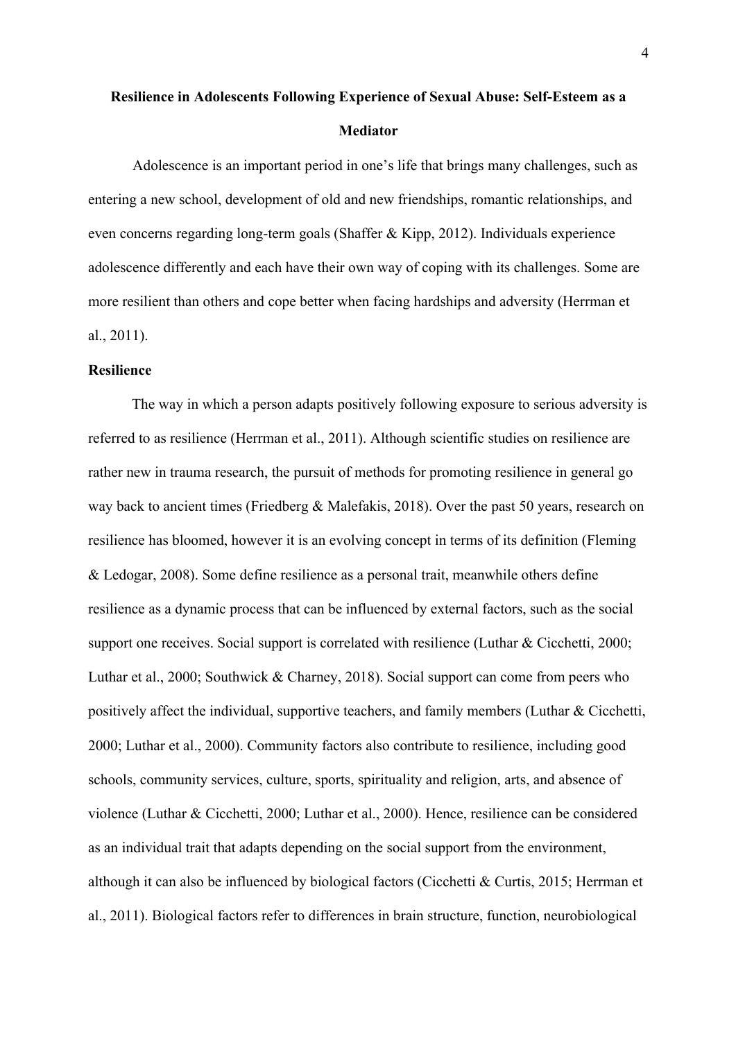# Resilience in Adolescents Following Experience of Sexual Abuse: Self-Esteem as a Mediator

Adolescence is an important period in one's life that brings many challenges, such as entering a new school, development of old and new friendships, romantic relationships, and even concerns regarding long-term goals (Shaffer & Kipp, 2012). Individuals experience adolescence differently and each have their own way of coping with its challenges. Some are more resilient than others and cope better when facing hardships and adversity (Herrman et al., 2011).

## Resilience

The way in which a person adapts positively following exposure to serious adversity is referred to as resilience (Herrman et al., 2011). Although scientific studies on resilience are rather new in trauma research, the pursuit of methods for promoting resilience in general go way back to ancient times (Friedberg & Malefakis, 2018). Over the past 50 years, research on resilience has bloomed, however it is an evolving concept in terms of its definition (Fleming & Ledogar, 2008). Some define resilience as a personal trait, meanwhile others define resilience as a dynamic process that can be influenced by external factors, such as the social support one receives. Social support is correlated with resilience (Luthar & Cicchetti, 2000; Luthar et al., 2000; Southwick & Charney, 2018). Social support can come from peers who positively affect the individual, supportive teachers, and family members (Luthar & Cicchetti, 2000; Luthar et al., 2000). Community factors also contribute to resilience, including good schools, community services, culture, sports, spirituality and religion, arts, and absence of violence (Luthar & Cicchetti, 2000; Luthar et al., 2000). Hence, resilience can be considered as an individual trait that adapts depending on the social support from the environment, although it can also be influenced by biological factors (Cicchetti & Curtis, 2015; Herrman et al., 2011). Biological factors refer to differences in brain structure, function, neurobiological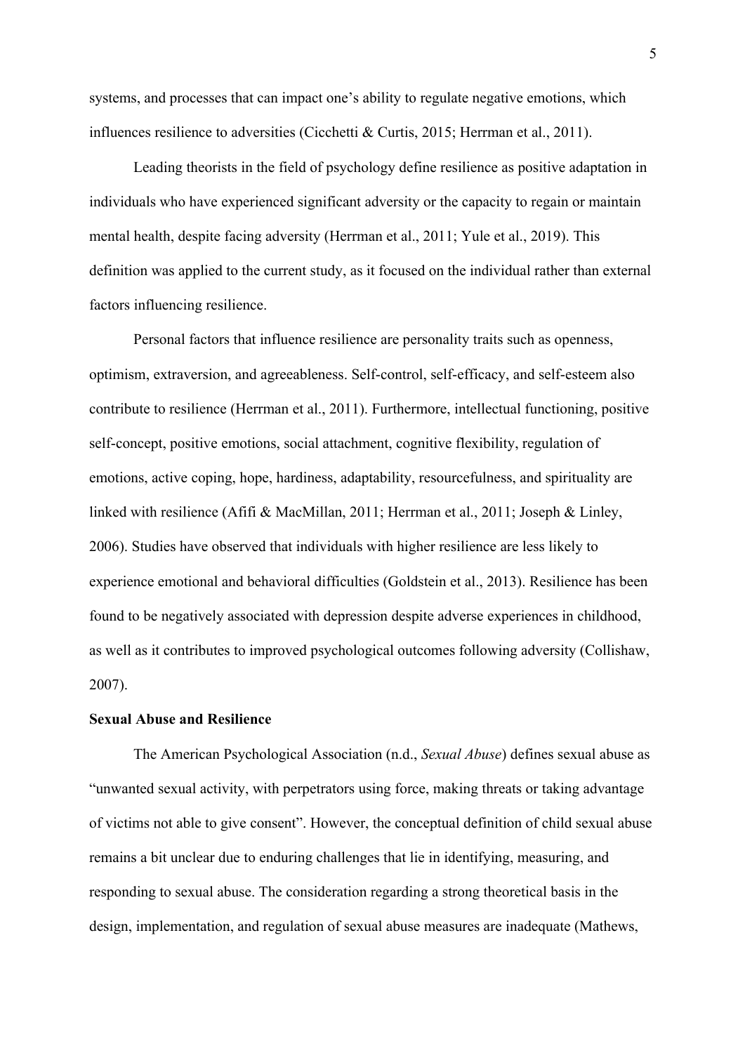systems, and processes that can impact one's ability to regulate negative emotions, which influences resilience to adversities (Cicchetti & Curtis, 2015; Herrman et al., 2011).

Leading theorists in the field of psychology define resilience as positive adaptation in individuals who have experienced significant adversity or the capacity to regain or maintain mental health, despite facing adversity (Herrman et al., 2011; Yule et al., 2019). This definition was applied to the current study, as it focused on the individual rather than external factors influencing resilience.

Personal factors that influence resilience are personality traits such as openness, optimism, extraversion, and agreeableness. Self-control, self-efficacy, and self-esteem also contribute to resilience (Herrman et al., 2011). Furthermore, intellectual functioning, positive self-concept, positive emotions, social attachment, cognitive flexibility, regulation of emotions, active coping, hope, hardiness, adaptability, resourcefulness, and spirituality are linked with resilience (Afifi & MacMillan, 2011; Herrman et al., 2011; Joseph & Linley, 2006). Studies have observed that individuals with higher resilience are less likely to experience emotional and behavioral difficulties (Goldstein et al., 2013). Resilience has been found to be negatively associated with depression despite adverse experiences in childhood, as well as it contributes to improved psychological outcomes following adversity (Collishaw, 2007).

**Sexual Abuse and Resilience**

The American Psychological Association (n.d., *Sexual Abuse*) defines sexual abuse as "unwanted sexual activity, with perpetrators using force, making threats or taking advantage of victims not able to give consent". However, the conceptual definition of child sexual abuse remains a bit unclear due to enduring challenges that lie in identifying, measuring, and responding to sexual abuse. The consideration regarding a strong theoretical basis in the design, implementation, and regulation of sexual abuse measures are inadequate (Mathews,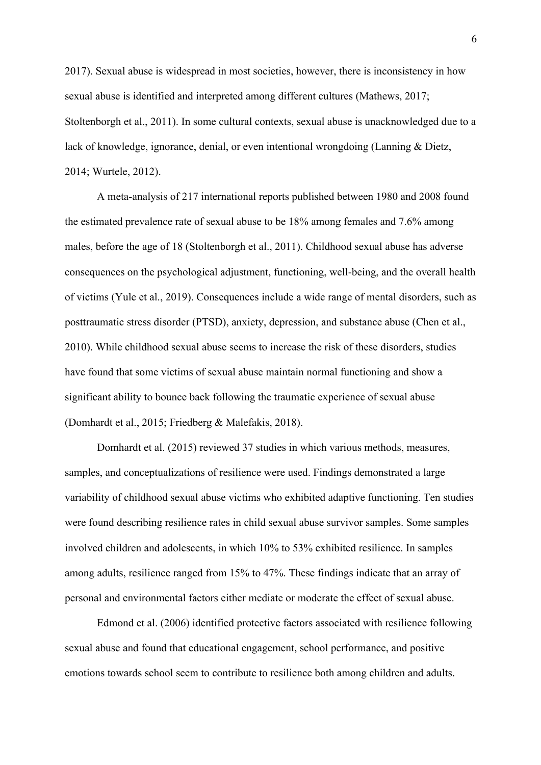2017). Sexual abuse is widespread in most societies, however, there is inconsistency in how sexual abuse is identified and interpreted among different cultures (Mathews, 2017; Stoltenborgh et al., 2011). In some cultural contexts, sexual abuse is unacknowledged due to a lack of knowledge, ignorance, denial, or even intentional wrongdoing (Lanning & Dietz, 2014; Wurtele, 2012).

A meta-analysis of 217 international reports published between 1980 and 2008 found the estimated prevalence rate of sexual abuse to be 18% among females and 7.6% among males, before the age of 18 (Stoltenborgh et al., 2011). Childhood sexual abuse has adverse consequences on the psychological adjustment, functioning, well-being, and the overall health of victims (Yule et al., 2019). Consequences include a wide range of mental disorders, such as posttraumatic stress disorder (PTSD), anxiety, depression, and substance abuse (Chen et al., 2010). While childhood sexual abuse seems to increase the risk of these disorders, studies have found that some victims of sexual abuse maintain normal functioning and show a significant ability to bounce back following the traumatic experience of sexual abuse (Domhardt et al., 2015; Friedberg & Malefakis, 2018).

Domhardt et al. (2015) reviewed 37 studies in which various methods, measures, samples, and conceptualizations of resilience were used. Findings demonstrated a large variability of childhood sexual abuse victims who exhibited adaptive functioning. Ten studies were found describing resilience rates in child sexual abuse survivor samples. Some samples involved children and adolescents, in which 10% to 53% exhibited resilience. In samples among adults, resilience ranged from 15% to 47%. These findings indicate that an array of personal and environmental factors either mediate or moderate the effect of sexual abuse.

Edmond et al. (2006) identified protective factors associated with resilience following sexual abuse and found that educational engagement, school performance, and positive emotions towards school seem to contribute to resilience both among children and adults.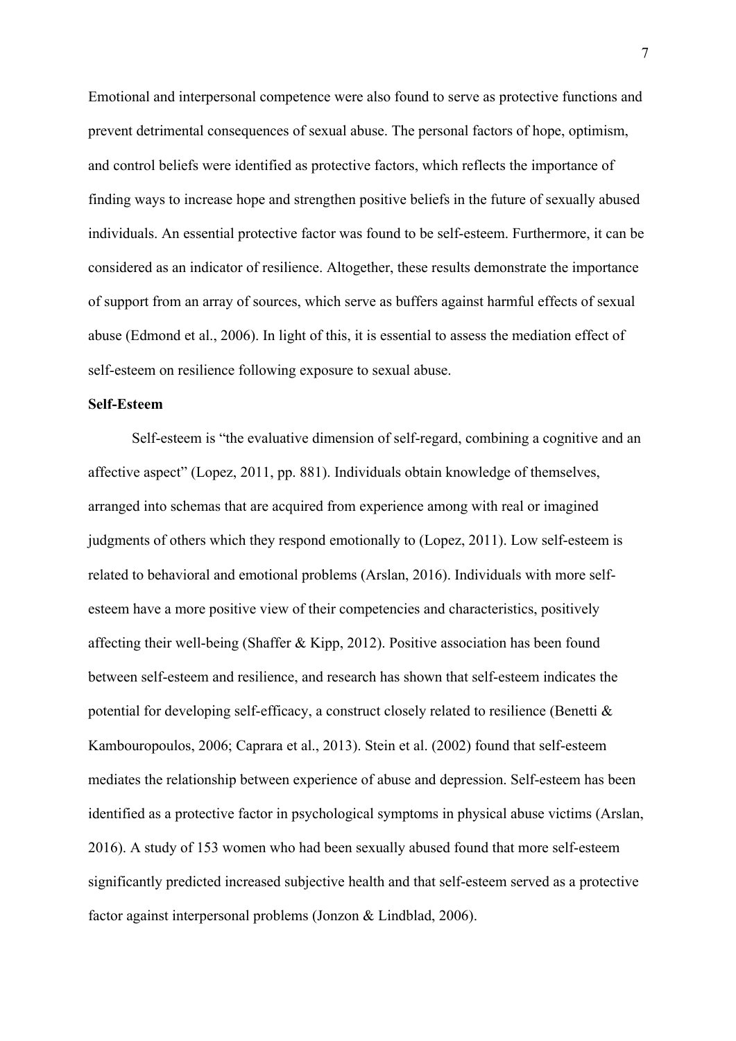Emotional and interpersonal competence were also found to serve as protective functions and prevent detrimental consequences of sexual abuse. The personal factors of hope, optimism, and control beliefs were identified as protective factors, which reflects the importance of finding ways to increase hope and strengthen positive beliefs in the future of sexually abused individuals. An essential protective factor was found to be self-esteem. Furthermore, it can be considered as an indicator of resilience. Altogether, these results demonstrate the importance of support from an array of sources, which serve as buffers against harmful effects of sexual abuse (Edmond et al., 2006). In light of this, it is essential to assess the mediation effect of self-esteem on resilience following exposure to sexual abuse.

**Self-Esteem**

Self-esteem is "the evaluative dimension of self-regard, combining a cognitive and an affective aspect" (Lopez, 2011, pp. 881). Individuals obtain knowledge of themselves, arranged into schemas that are acquired from experience among with real or imagined judgments of others which they respond emotionally to (Lopez, 2011). Low self-esteem is related to behavioral and emotional problems (Arslan, 2016). Individuals with more self-esteem have a more positive view of their competencies and characteristics, positively affecting their well-being (Shaffer & Kipp, 2012). Positive association has been found between self-esteem and resilience, and research has shown that self-esteem indicates the potential for developing self-efficacy, a construct closely related to resilience (Benetti & Kambouropoulos, 2006; Caprara et al., 2013). Stein et al. (2002) found that self-esteem mediates the relationship between experience of abuse and depression. Self-esteem has been identified as a protective factor in psychological symptoms in physical abuse victims (Arslan, 2016). A study of 153 women who had been sexually abused found that more self-esteem significantly predicted increased subjective health and that self-esteem served as a protective factor against interpersonal problems (Jonzon & Lindblad, 2006).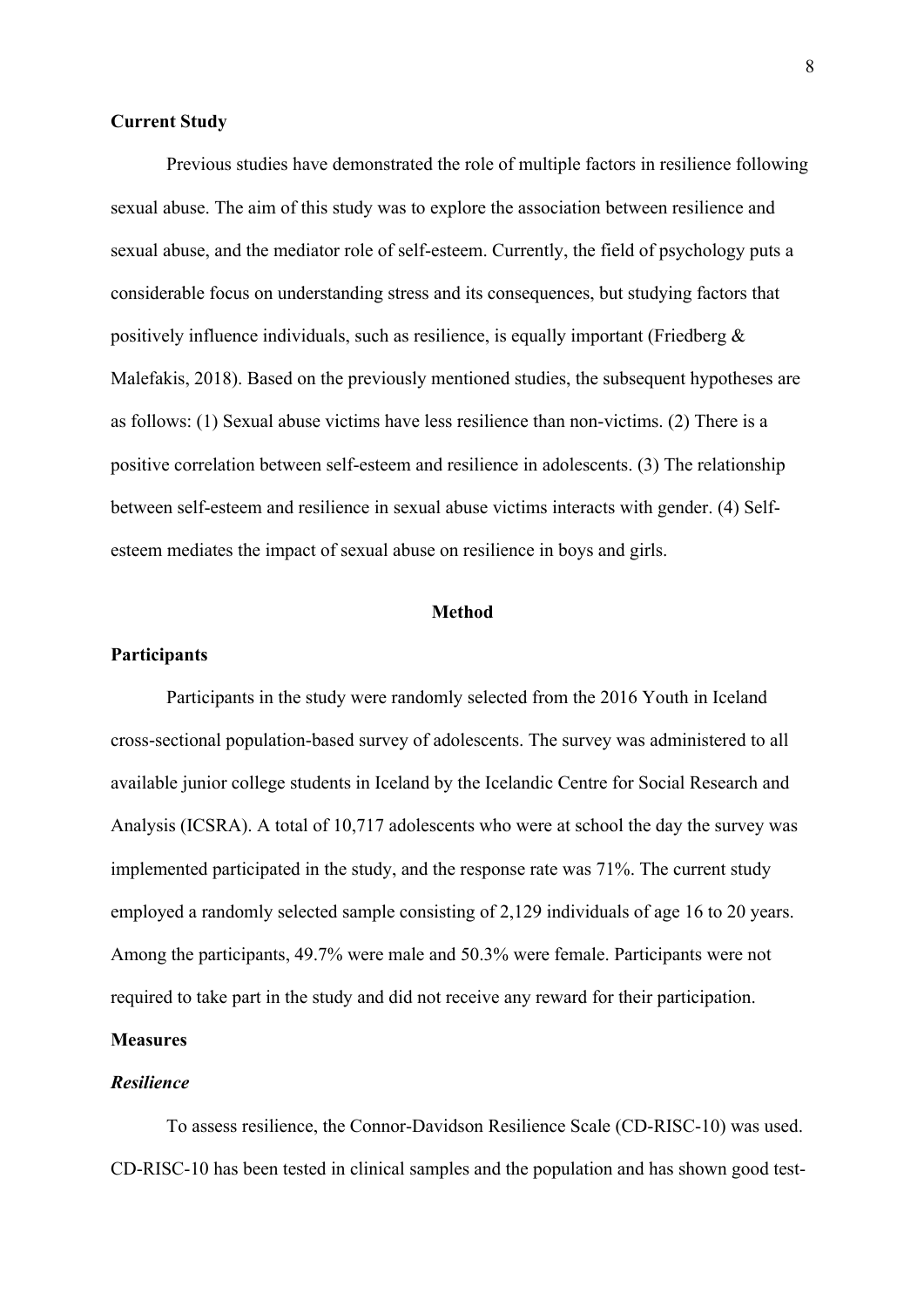## Current Study

Previous studies have demonstrated the role of multiple factors in resilience following sexual abuse. The aim of this study was to explore the association between resilience and sexual abuse, and the mediator role of self-esteem. Currently, the field of psychology puts a considerable focus on understanding stress and its consequences, but studying factors that positively influence individuals, such as resilience, is equally important (Friedberg & Malefakis, 2018). Based on the previously mentioned studies, the subsequent hypotheses are as follows: (1) Sexual abuse victims have less resilience than non-victims. (2) There is a positive correlation between self-esteem and resilience in adolescents. (3) The relationship between self-esteem and resilience in sexual abuse victims interacts with gender. (4) Self-esteem mediates the impact of sexual abuse on resilience in boys and girls.

# Method

## Participants

Participants in the study were randomly selected from the 2016 Youth in Iceland cross-sectional population-based survey of adolescents. The survey was administered to all available junior college students in Iceland by the Icelandic Centre for Social Research and Analysis (ICSRA). A total of 10,717 adolescents who were at school the day the survey was implemented participated in the study, and the response rate was 71%. The current study employed a randomly selected sample consisting of 2,129 individuals of age 16 to 20 years. Among the participants, 49.7% were male and 50.3% were female. Participants were not required to take part in the study and did not receive any reward for their participation.

## Measures

### *Resilience*

To assess resilience, the Connor-Davidson Resilience Scale (CD-RISC-10) was used. CD-RISC-10 has been tested in clinical samples and the population and has shown good test-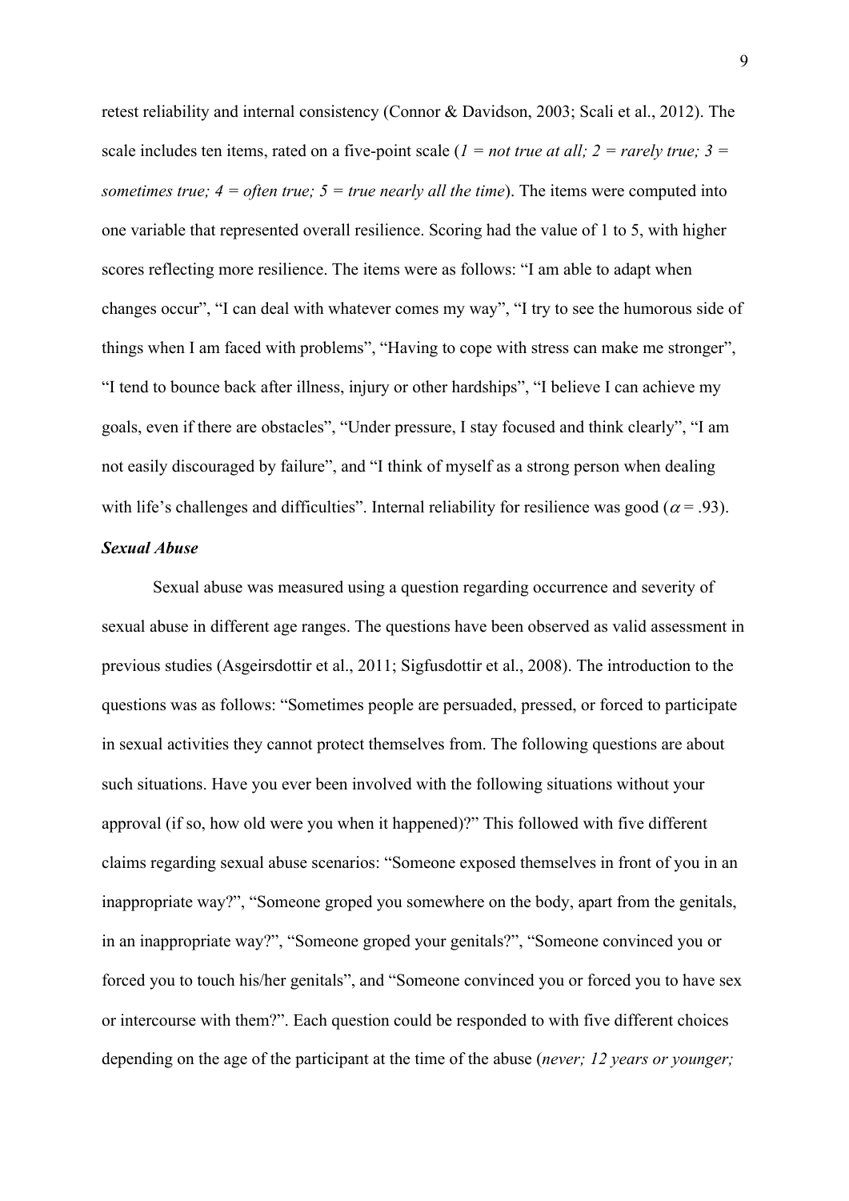retest reliability and internal consistency (Connor & Davidson, 2003; Scali et al., 2012). The scale includes ten items, rated on a five-point scale (*1 = not true at all; 2 = rarely true; 3 = sometimes true; 4 = often true; 5 = true nearly all the time*). The items were computed into one variable that represented overall resilience. Scoring had the value of 1 to 5, with higher scores reflecting more resilience. The items were as follows: "I am able to adapt when changes occur", "I can deal with whatever comes my way", "I try to see the humorous side of things when I am faced with problems", "Having to cope with stress can make me stronger", "I tend to bounce back after illness, injury or other hardships", "I believe I can achieve my goals, even if there are obstacles", "Under pressure, I stay focused and think clearly", "I am not easily discouraged by failure", and "I think of myself as a strong person when dealing with life's challenges and difficulties". Internal reliability for resilience was good ($\alpha = .93$).

### *Sexual Abuse*

Sexual abuse was measured using a question regarding occurrence and severity of sexual abuse in different age ranges. The questions have been observed as valid assessment in previous studies (Asgeirsdottir et al., 2011; Sigfusdottir et al., 2008). The introduction to the questions was as follows: "Sometimes people are persuaded, pressed, or forced to participate in sexual activities they cannot protect themselves from. The following questions are about such situations. Have you ever been involved with the following situations without your approval (if so, how old were you when it happened)?" This followed with five different claims regarding sexual abuse scenarios: "Someone exposed themselves in front of you in an inappropriate way?", "Someone groped you somewhere on the body, apart from the genitals, in an inappropriate way?", "Someone groped your genitals?", "Someone convinced you or forced you to touch his/her genitals", and "Someone convinced you or forced you to have sex or intercourse with them?". Each question could be responded to with five different choices depending on the age of the participant at the time of the abuse (*never; 12 years or younger;*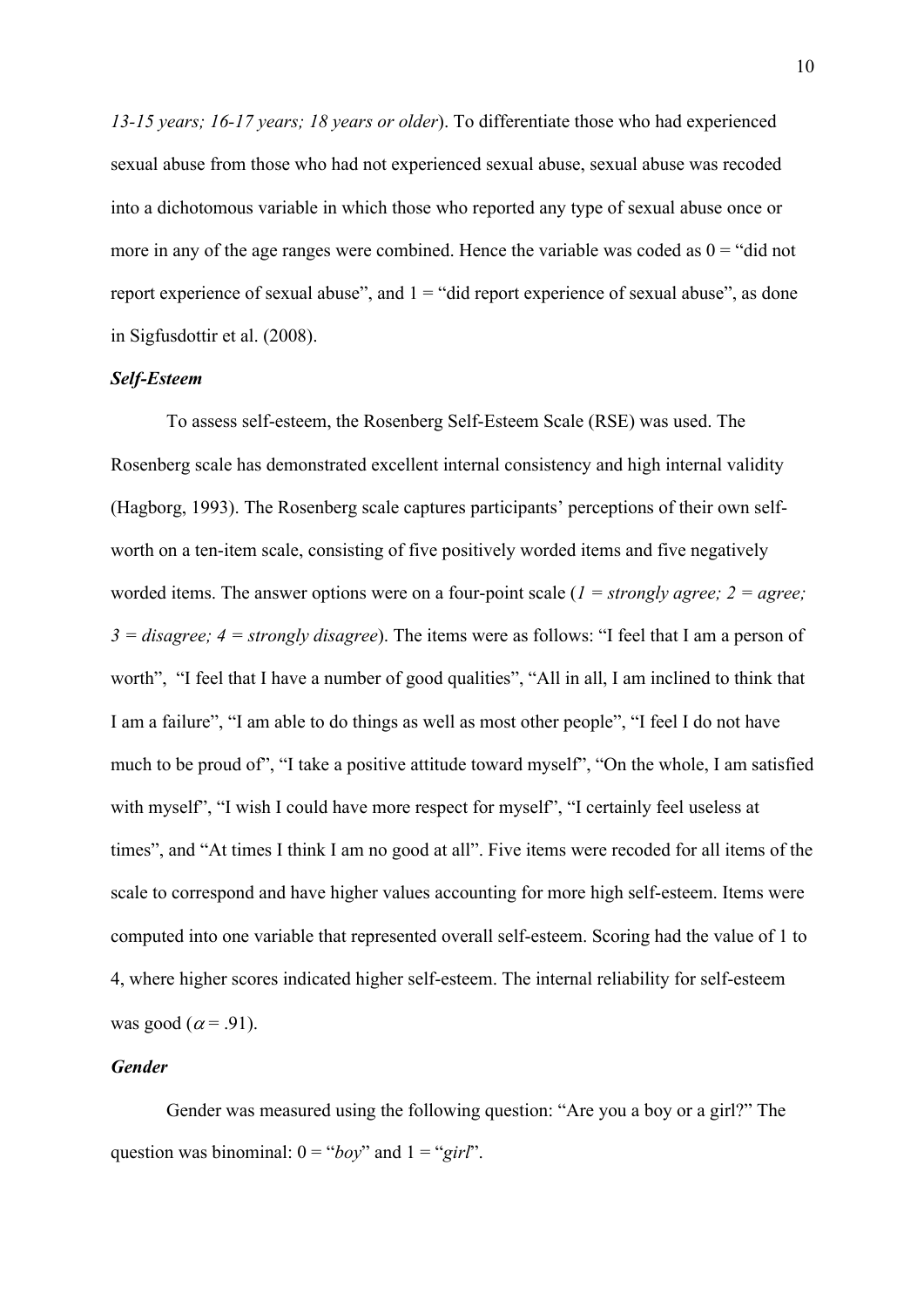*13-15 years; 16-17 years; 18 years or older*). To differentiate those who had experienced sexual abuse from those who had not experienced sexual abuse, sexual abuse was recoded into a dichotomous variable in which those who reported any type of sexual abuse once or more in any of the age ranges were combined. Hence the variable was coded as 0 = "did not report experience of sexual abuse", and 1 = "did report experience of sexual abuse", as done in Sigfusdottir et al. (2008).

### *Self-Esteem*

To assess self-esteem, the Rosenberg Self-Esteem Scale (RSE) was used. The Rosenberg scale has demonstrated excellent internal consistency and high internal validity (Hagborg, 1993). The Rosenberg scale captures participants' perceptions of their own self-worth on a ten-item scale, consisting of five positively worded items and five negatively worded items. The answer options were on a four-point scale (*1 = strongly agree; 2 = agree; 3 = disagree; 4 = strongly disagree*). The items were as follows: "I feel that I am a person of worth", "I feel that I have a number of good qualities", "All in all, I am inclined to think that I am a failure", "I am able to do things as well as most other people", "I feel I do not have much to be proud of", "I take a positive attitude toward myself", "On the whole, I am satisfied with myself", "I wish I could have more respect for myself", "I certainly feel useless at times", and "At times I think I am no good at all". Five items were recoded for all items of the scale to correspond and have higher values accounting for more high self-esteem. Items were computed into one variable that represented overall self-esteem. Scoring had the value of 1 to 4, where higher scores indicated higher self-esteem. The internal reliability for self-esteem was good ($\alpha = .91$).

### *Gender*

Gender was measured using the following question: "Are you a boy or a girl?" The question was binominal: 0 = "*boy*" and 1 = "*girl*".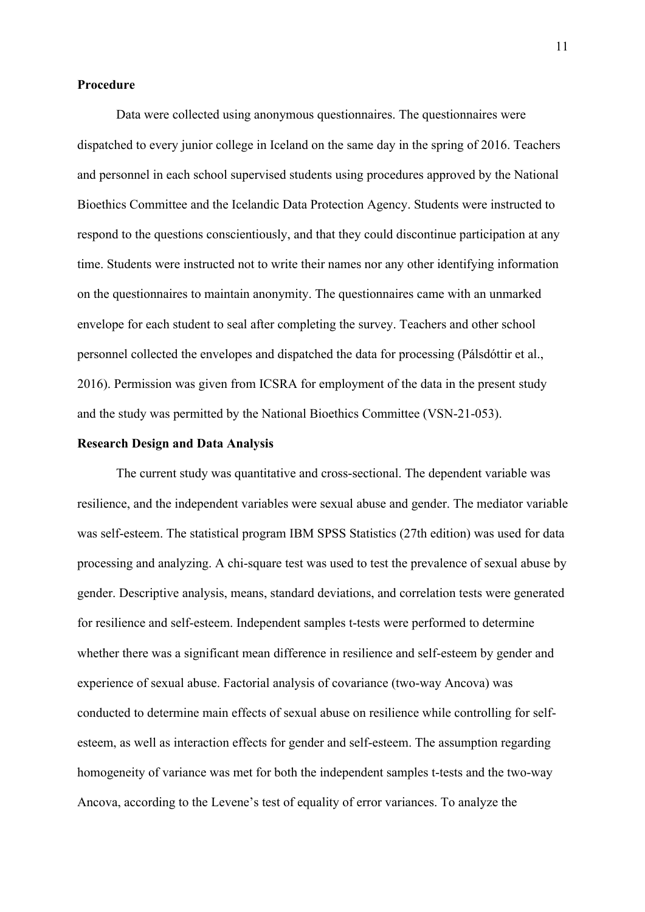**Procedure**

Data were collected using anonymous questionnaires. The questionnaires were dispatched to every junior college in Iceland on the same day in the spring of 2016. Teachers and personnel in each school supervised students using procedures approved by the National Bioethics Committee and the Icelandic Data Protection Agency. Students were instructed to respond to the questions conscientiously, and that they could discontinue participation at any time. Students were instructed not to write their names nor any other identifying information on the questionnaires to maintain anonymity. The questionnaires came with an unmarked envelope for each student to seal after completing the survey. Teachers and other school personnel collected the envelopes and dispatched the data for processing (Pálsdóttir et al., 2016). Permission was given from ICSRA for employment of the data in the present study and the study was permitted by the National Bioethics Committee (VSN-21-053).

**Research Design and Data Analysis**

The current study was quantitative and cross-sectional. The dependent variable was resilience, and the independent variables were sexual abuse and gender. The mediator variable was self-esteem. The statistical program IBM SPSS Statistics (27th edition) was used for data processing and analyzing. A chi-square test was used to test the prevalence of sexual abuse by gender. Descriptive analysis, means, standard deviations, and correlation tests were generated for resilience and self-esteem. Independent samples t-tests were performed to determine whether there was a significant mean difference in resilience and self-esteem by gender and experience of sexual abuse. Factorial analysis of covariance (two-way Ancova) was conducted to determine main effects of sexual abuse on resilience while controlling for self-esteem, as well as interaction effects for gender and self-esteem. The assumption regarding homogeneity of variance was met for both the independent samples t-tests and the two-way Ancova, according to the Levene's test of equality of error variances. To analyze the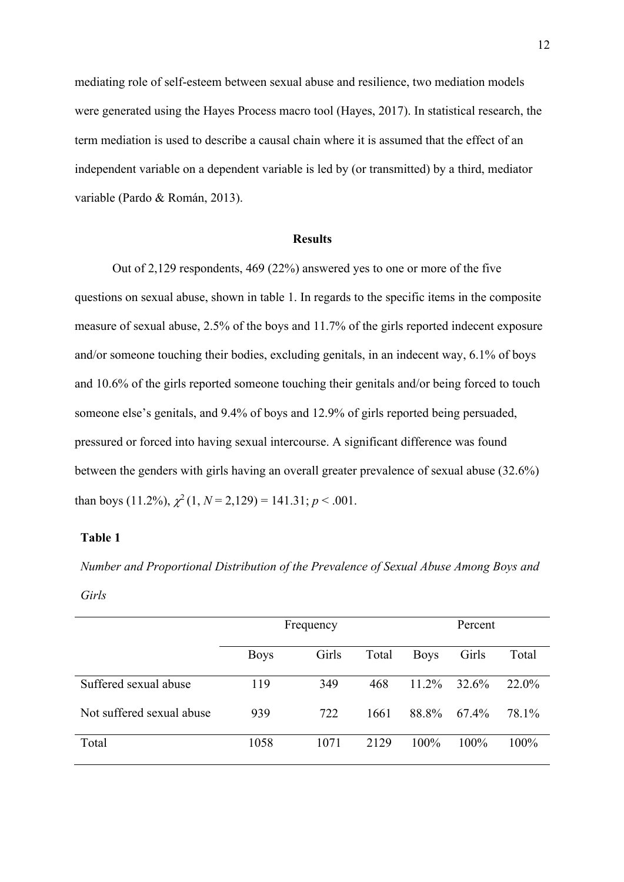mediating role of self-esteem between sexual abuse and resilience, two mediation models were generated using the Hayes Process macro tool (Hayes, 2017). In statistical research, the term mediation is used to describe a causal chain where it is assumed that the effect of an independent variable on a dependent variable is led by (or transmitted) by a third, mediator variable (Pardo & Román, 2013).

## Results

Out of 2,129 respondents, 469 (22%) answered yes to one or more of the five questions on sexual abuse, shown in table 1. In regards to the specific items in the composite measure of sexual abuse, 2.5% of the boys and 11.7% of the girls reported indecent exposure and/or someone touching their bodies, excluding genitals, in an indecent way, 6.1% of boys and 10.6% of the girls reported someone touching their genitals and/or being forced to touch someone else's genitals, and 9.4% of boys and 12.9% of girls reported being persuaded, pressured or forced into having sexual intercourse. A significant difference was found between the genders with girls having an overall greater prevalence of sexual abuse (32.6%) than boys (11.2%), $\chi^2$ (1, $N$ = 2,129) = 141.31; $p < .001$.

**Table 1**

*Number and Proportional Distribution of the Prevalence of Sexual Abuse Among Boys and Girls*

| | Frequency | | | Percent | | |
|---|---|---|---|---|---|---|
| | Boys | Girls | Total | Boys | Girls | Total |
| Suffered sexual abuse | 119 | 349 | 468 | 11.2% | 32.6% | 22.0% |
| Not suffered sexual abuse | 939 | 722 | 1661 | 88.8% | 67.4% | 78.1% |
| Total | 1058 | 1071 | 2129 | 100% | 100% | 100% |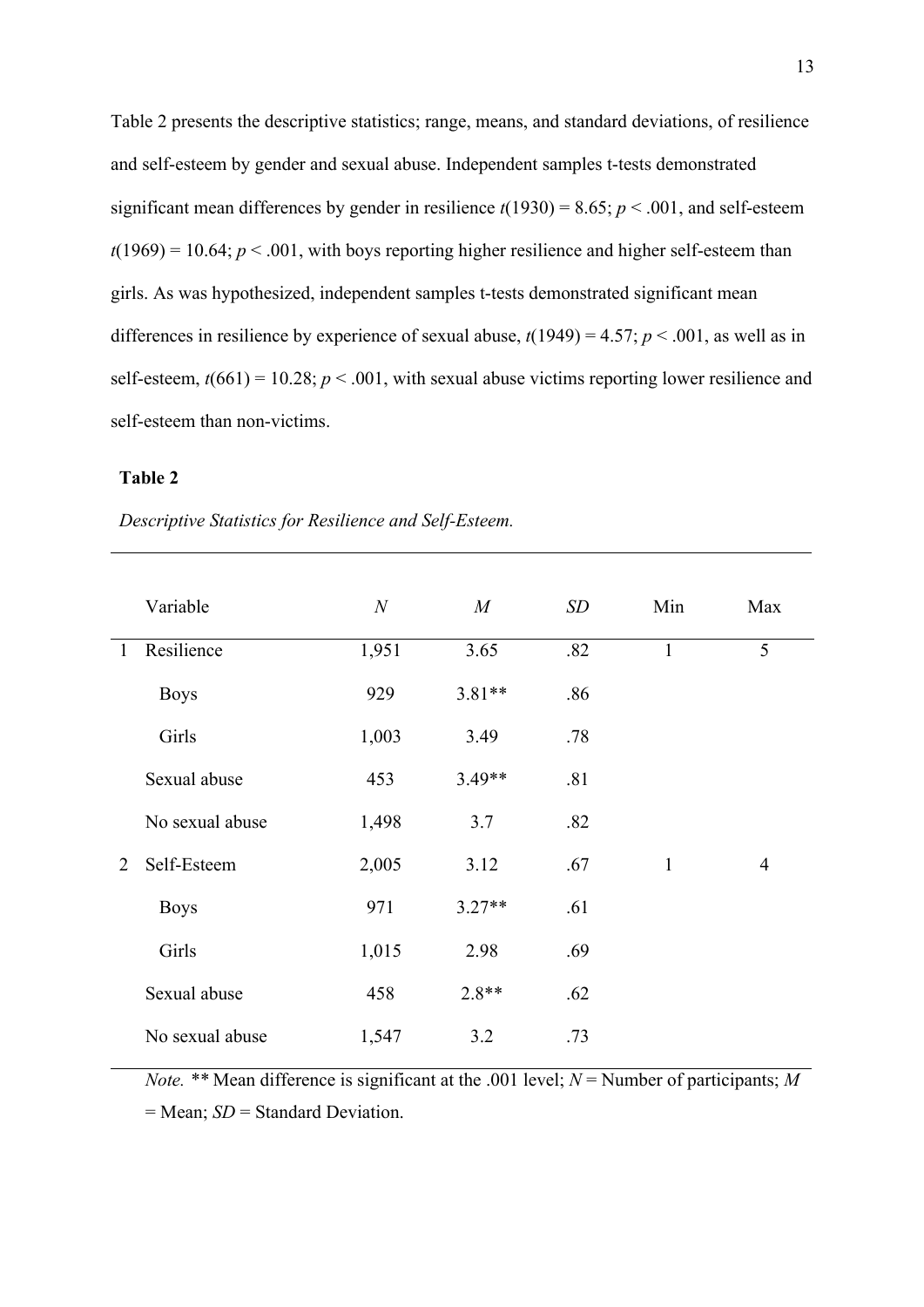Table 2 presents the descriptive statistics; range, means, and standard deviations, of resilience and self-esteem by gender and sexual abuse. Independent samples t-tests demonstrated significant mean differences by gender in resilience $t(1930) = 8.65$; $p < .001$, and self-esteem $t(1969) = 10.64$; $p < .001$, with boys reporting higher resilience and higher self-esteem than girls. As was hypothesized, independent samples t-tests demonstrated significant mean differences in resilience by experience of sexual abuse, $t(1949) = 4.57$; $p < .001$, as well as in self-esteem, $t(661) = 10.28$; $p < .001$, with sexual abuse victims reporting lower resilience and self-esteem than non-victims.

**Table 2**

*Descriptive Statistics for Resilience and Self-Esteem.*

| | Variable | *N* | *M* | *SD* | Min | Max |
|---|---|---|---|---|---|---|
| 1 | Resilience | 1,951 | 3.65 | .82 | 1 | 5 |
| | Boys | 929 | 3.81** | .86 | | |
| | Girls | 1,003 | 3.49 | .78 | | |
| | Sexual abuse | 453 | 3.49** | .81 | | |
| | No sexual abuse | 1,498 | 3.7 | .82 | | |
| 2 | Self-Esteem | 2,005 | 3.12 | .67 | 1 | 4 |
| | Boys | 971 | 3.27** | .61 | | |
| | Girls | 1,015 | 2.98 | .69 | | |
| | Sexual abuse | 458 | 2.8** | .62 | | |
| | No sexual abuse | 1,547 | 3.2 | .73 | | |

*Note.* ** Mean difference is significant at the .001 level; *N* = Number of participants; *M* = Mean; *SD* = Standard Deviation.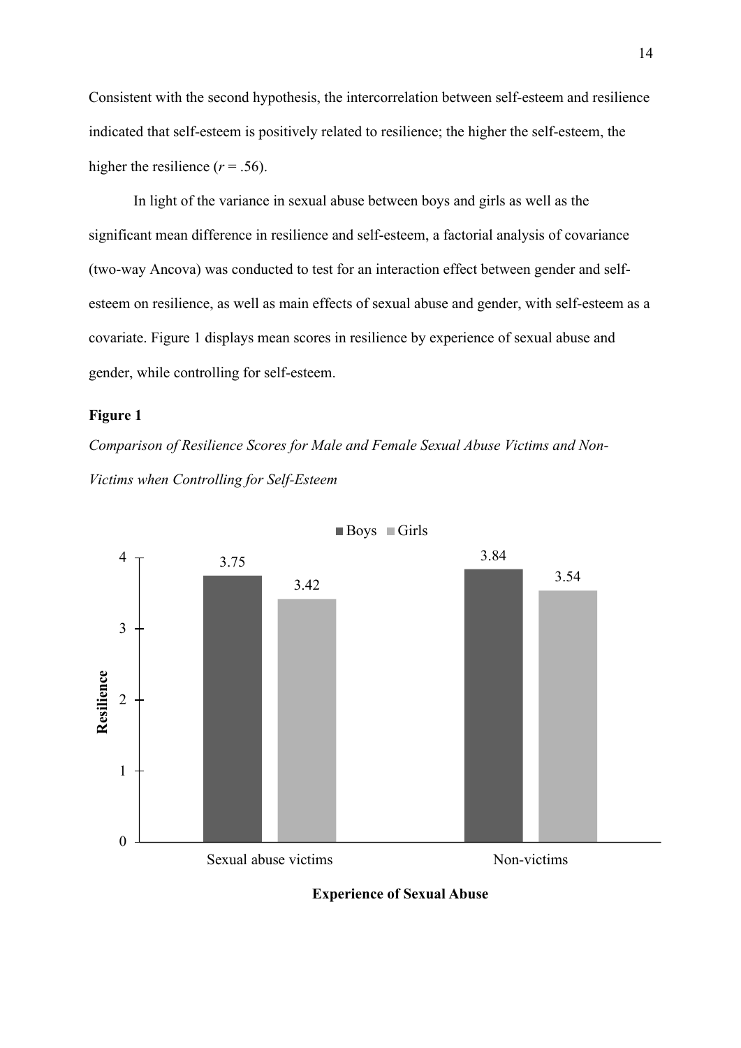Consistent with the second hypothesis, the intercorrelation between self-esteem and resilience indicated that self-esteem is positively related to resilience; the higher the self-esteem, the higher the resilience ($r$ = .56).

In light of the variance in sexual abuse between boys and girls as well as the significant mean difference in resilience and self-esteem, a factorial analysis of covariance (two-way Ancova) was conducted to test for an interaction effect between gender and self-esteem on resilience, as well as main effects of sexual abuse and gender, with self-esteem as a covariate. Figure 1 displays mean scores in resilience by experience of sexual abuse and gender, while controlling for self-esteem.

**Figure 1**

*Comparison of Resilience Scores for Male and Female Sexual Abuse Victims and Non-Victims when Controlling for Self-Esteem*

| Experience of Sexual Abuse | Boys | Girls |
|---|---|---|
| Sexual abuse victims | 3.75 | 3.42 |
| Non-victims | 3.84 | 3.54 |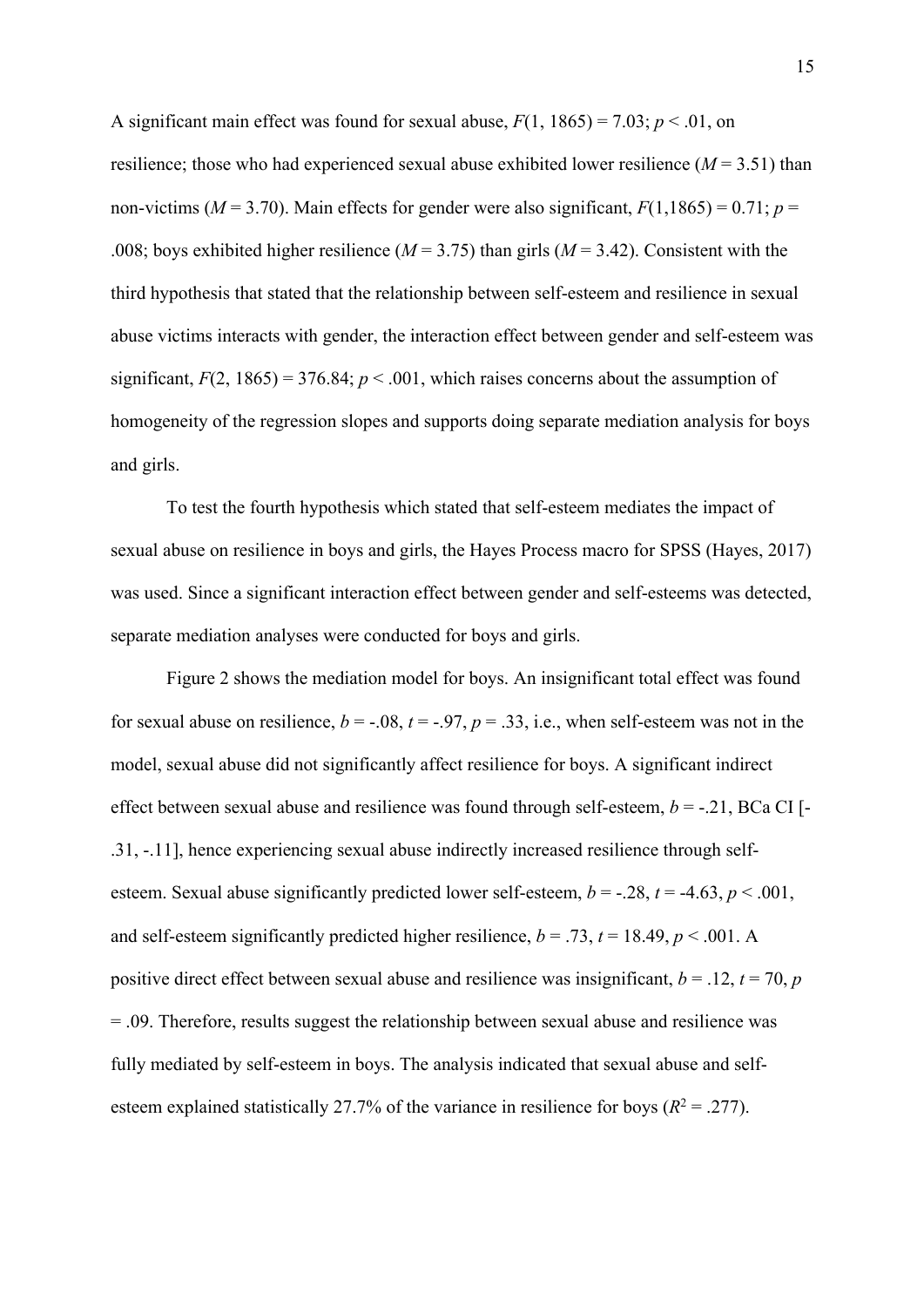A significant main effect was found for sexual abuse, $F(1, 1865) = 7.03$; $p < .01$, on resilience; those who had experienced sexual abuse exhibited lower resilience ($M = 3.51$) than non-victims ($M = 3.70$). Main effects for gender were also significant, $F(1,1865) = 0.71$; $p = .008$; boys exhibited higher resilience ($M = 3.75$) than girls ($M = 3.42$). Consistent with the third hypothesis that stated that the relationship between self-esteem and resilience in sexual abuse victims interacts with gender, the interaction effect between gender and self-esteem was significant, $F(2, 1865) = 376.84$; $p < .001$, which raises concerns about the assumption of homogeneity of the regression slopes and supports doing separate mediation analysis for boys and girls.

To test the fourth hypothesis which stated that self-esteem mediates the impact of sexual abuse on resilience in boys and girls, the Hayes Process macro for SPSS (Hayes, 2017) was used. Since a significant interaction effect between gender and self-esteems was detected, separate mediation analyses were conducted for boys and girls.

Figure 2 shows the mediation model for boys. An insignificant total effect was found for sexual abuse on resilience, $b = -.08$, $t = -.97$, $p = .33$, i.e., when self-esteem was not in the model, sexual abuse did not significantly affect resilience for boys. A significant indirect effect between sexual abuse and resilience was found through self-esteem, $b = -.21$, BCa CI [-.31, -.11], hence experiencing sexual abuse indirectly increased resilience through self-esteem. Sexual abuse significantly predicted lower self-esteem, $b = -.28$, $t = -4.63$, $p < .001$, and self-esteem significantly predicted higher resilience, $b = .73$, $t = 18.49$, $p < .001$. A positive direct effect between sexual abuse and resilience was insignificant, $b = .12$, $t = 70$, $p = .09$. Therefore, results suggest the relationship between sexual abuse and resilience was fully mediated by self-esteem in boys. The analysis indicated that sexual abuse and self-esteem explained statistically 27.7% of the variance in resilience for boys ($R^2 = .277$).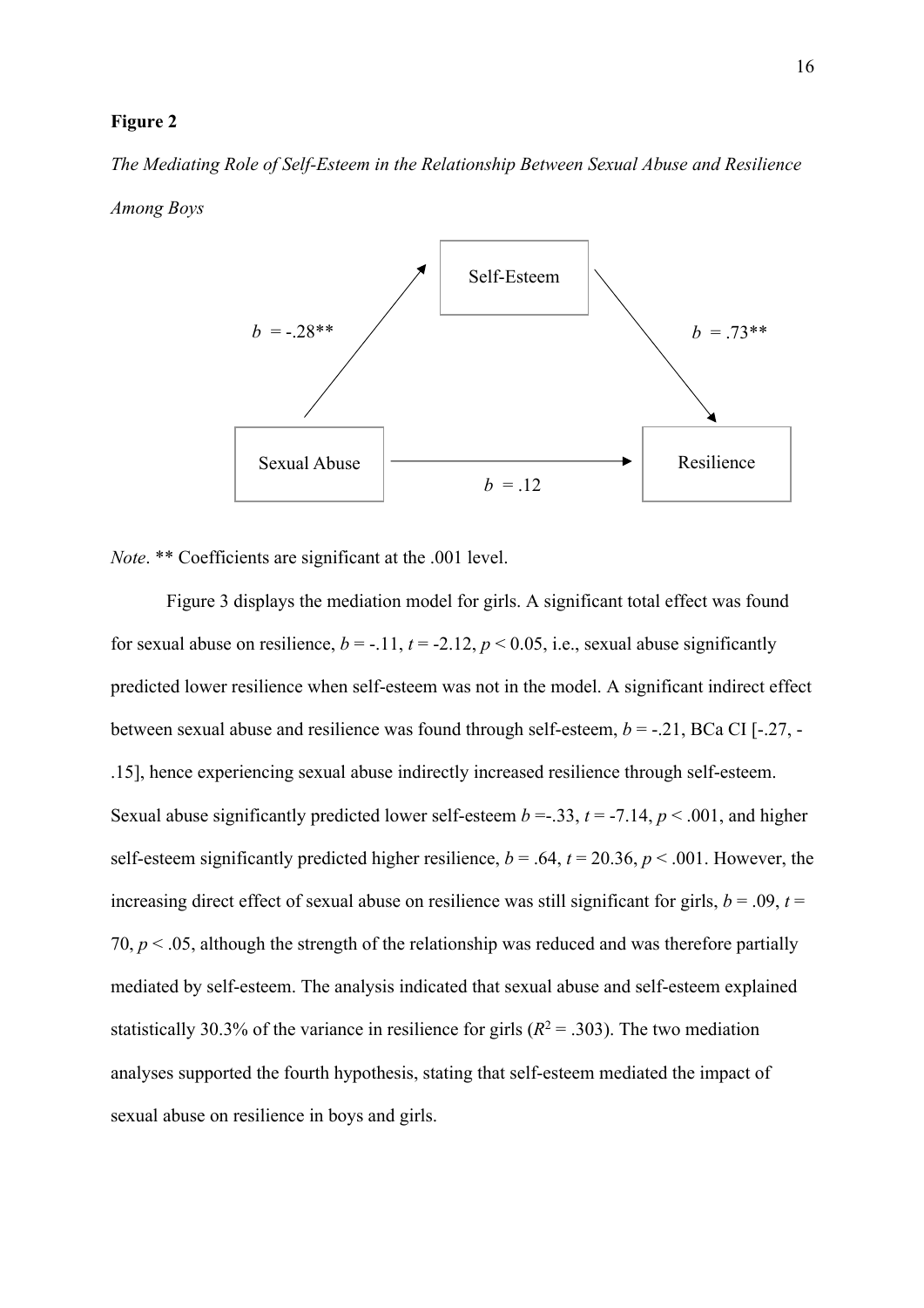**Figure 2**

*The Mediating Role of Self-Esteem in the Relationship Between Sexual Abuse and Resilience Among Boys*

Self-Esteem

$b$ = -.28**

$b$ = .73**

Sexual Abuse

Resilience

$b$ = .12

*Note*. ** Coefficients are significant at the .001 level.

Figure 3 displays the mediation model for girls. A significant total effect was found for sexual abuse on resilience, $b$ = -.11, $t$ = -2.12, $p < 0.05$, i.e., sexual abuse significantly predicted lower resilience when self-esteem was not in the model. A significant indirect effect between sexual abuse and resilience was found through self-esteem, $b$ = -.21, BCa CI [-.27, -.15], hence experiencing sexual abuse indirectly increased resilience through self-esteem. Sexual abuse significantly predicted lower self-esteem $b$ =-.33, $t$ = -7.14, $p < .001$, and higher self-esteem significantly predicted higher resilience, $b$ = .64, $t$ = 20.36, $p < .001$. However, the increasing direct effect of sexual abuse on resilience was still significant for girls, $b$ = .09, $t$ = 70, $p < .05$, although the strength of the relationship was reduced and was therefore partially mediated by self-esteem. The analysis indicated that sexual abuse and self-esteem explained statistically 30.3% of the variance in resilience for girls ($R^2$ = .303). The two mediation analyses supported the fourth hypothesis, stating that self-esteem mediated the impact of sexual abuse on resilience in boys and girls.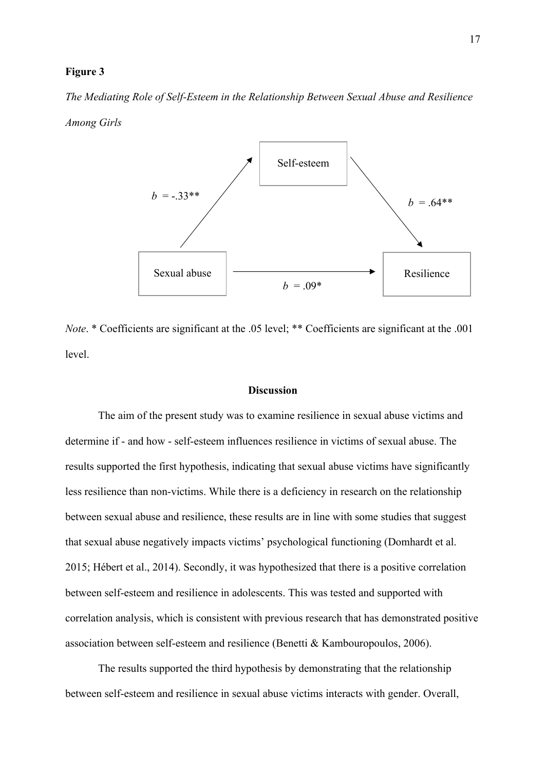**Figure 3**

*The Mediating Role of Self-Esteem in the Relationship Between Sexual Abuse and Resilience Among Girls*

Self-esteem

*b* = -.33**

*b* = .64**

Sexual abuse

Resilience

*b* = .09*

*Note*. * Coefficients are significant at the .05 level; ** Coefficients are significant at the .001 level.

## Discussion

The aim of the present study was to examine resilience in sexual abuse victims and determine if - and how - self-esteem influences resilience in victims of sexual abuse. The results supported the first hypothesis, indicating that sexual abuse victims have significantly less resilience than non-victims. While there is a deficiency in research on the relationship between sexual abuse and resilience, these results are in line with some studies that suggest that sexual abuse negatively impacts victims' psychological functioning (Domhardt et al. 2015; Hébert et al., 2014). Secondly, it was hypothesized that there is a positive correlation between self-esteem and resilience in adolescents. This was tested and supported with correlation analysis, which is consistent with previous research that has demonstrated positive association between self-esteem and resilience (Benetti & Kambouropoulos, 2006).

The results supported the third hypothesis by demonstrating that the relationship between self-esteem and resilience in sexual abuse victims interacts with gender. Overall,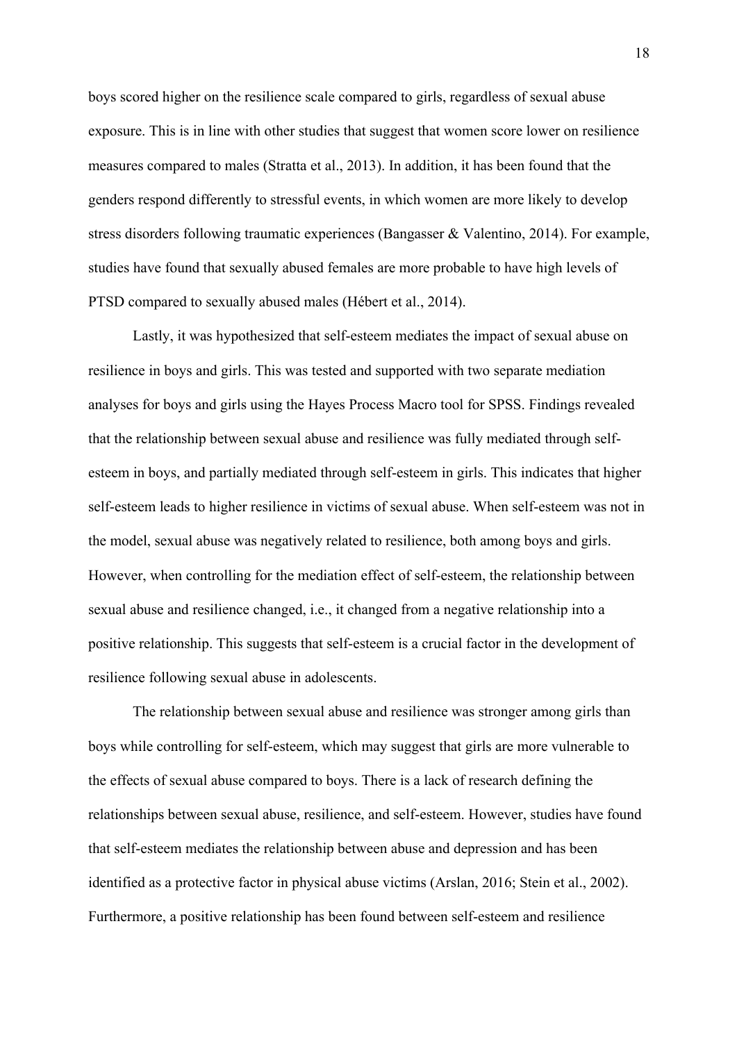boys scored higher on the resilience scale compared to girls, regardless of sexual abuse exposure. This is in line with other studies that suggest that women score lower on resilience measures compared to males (Stratta et al., 2013). In addition, it has been found that the genders respond differently to stressful events, in which women are more likely to develop stress disorders following traumatic experiences (Bangasser & Valentino, 2014). For example, studies have found that sexually abused females are more probable to have high levels of PTSD compared to sexually abused males (Hébert et al., 2014).

Lastly, it was hypothesized that self-esteem mediates the impact of sexual abuse on resilience in boys and girls. This was tested and supported with two separate mediation analyses for boys and girls using the Hayes Process Macro tool for SPSS. Findings revealed that the relationship between sexual abuse and resilience was fully mediated through self-esteem in boys, and partially mediated through self-esteem in girls. This indicates that higher self-esteem leads to higher resilience in victims of sexual abuse. When self-esteem was not in the model, sexual abuse was negatively related to resilience, both among boys and girls. However, when controlling for the mediation effect of self-esteem, the relationship between sexual abuse and resilience changed, i.e., it changed from a negative relationship into a positive relationship. This suggests that self-esteem is a crucial factor in the development of resilience following sexual abuse in adolescents.

The relationship between sexual abuse and resilience was stronger among girls than boys while controlling for self-esteem, which may suggest that girls are more vulnerable to the effects of sexual abuse compared to boys. There is a lack of research defining the relationships between sexual abuse, resilience, and self-esteem. However, studies have found that self-esteem mediates the relationship between abuse and depression and has been identified as a protective factor in physical abuse victims (Arslan, 2016; Stein et al., 2002). Furthermore, a positive relationship has been found between self-esteem and resilience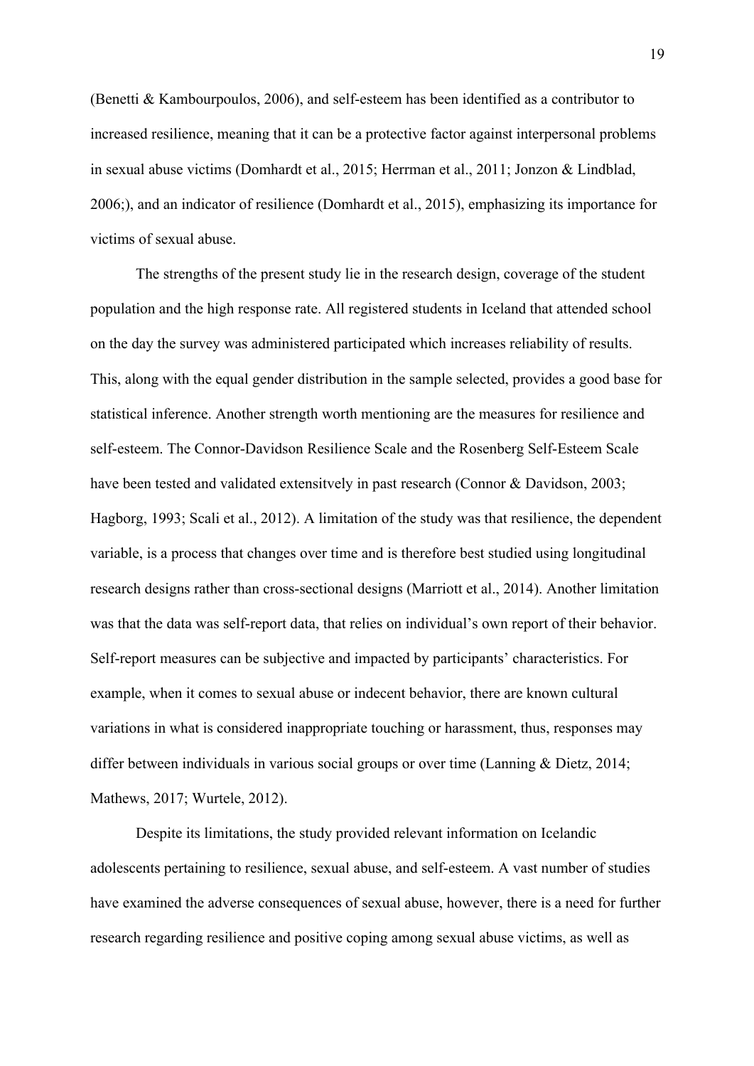(Benetti & Kambourpoulos, 2006), and self-esteem has been identified as a contributor to increased resilience, meaning that it can be a protective factor against interpersonal problems in sexual abuse victims (Domhardt et al., 2015; Herrman et al., 2011; Jonzon & Lindblad, 2006;), and an indicator of resilience (Domhardt et al., 2015), emphasizing its importance for victims of sexual abuse.

The strengths of the present study lie in the research design, coverage of the student population and the high response rate. All registered students in Iceland that attended school on the day the survey was administered participated which increases reliability of results. This, along with the equal gender distribution in the sample selected, provides a good base for statistical inference. Another strength worth mentioning are the measures for resilience and self-esteem. The Connor-Davidson Resilience Scale and the Rosenberg Self-Esteem Scale have been tested and validated extensitvely in past research (Connor & Davidson, 2003; Hagborg, 1993; Scali et al., 2012). A limitation of the study was that resilience, the dependent variable, is a process that changes over time and is therefore best studied using longitudinal research designs rather than cross-sectional designs (Marriott et al., 2014). Another limitation was that the data was self-report data, that relies on individual's own report of their behavior. Self-report measures can be subjective and impacted by participants' characteristics. For example, when it comes to sexual abuse or indecent behavior, there are known cultural variations in what is considered inappropriate touching or harassment, thus, responses may differ between individuals in various social groups or over time (Lanning & Dietz, 2014; Mathews, 2017; Wurtele, 2012).

Despite its limitations, the study provided relevant information on Icelandic adolescents pertaining to resilience, sexual abuse, and self-esteem. A vast number of studies have examined the adverse consequences of sexual abuse, however, there is a need for further research regarding resilience and positive coping among sexual abuse victims, as well as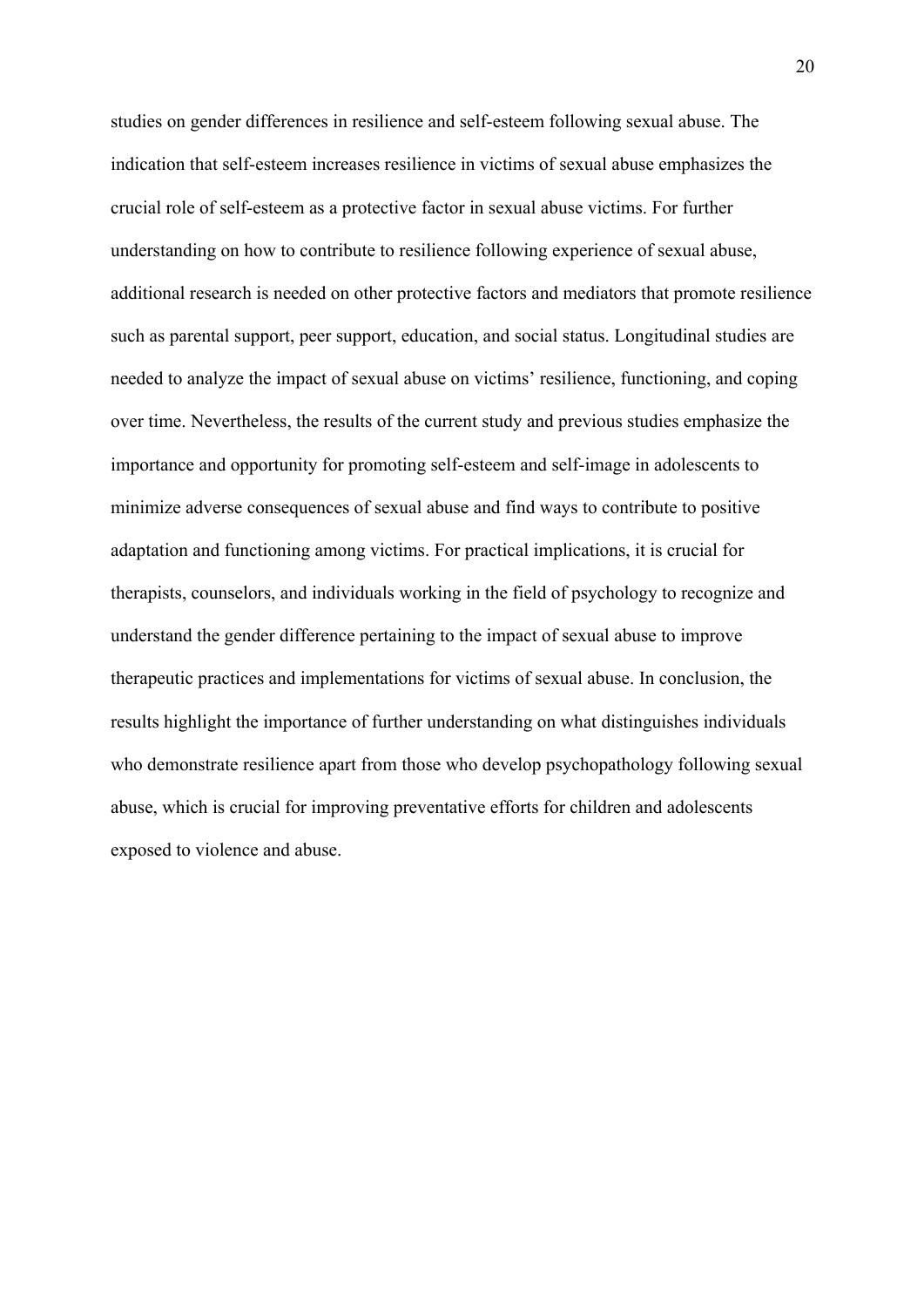studies on gender differences in resilience and self-esteem following sexual abuse. The indication that self-esteem increases resilience in victims of sexual abuse emphasizes the crucial role of self-esteem as a protective factor in sexual abuse victims. For further understanding on how to contribute to resilience following experience of sexual abuse, additional research is needed on other protective factors and mediators that promote resilience such as parental support, peer support, education, and social status. Longitudinal studies are needed to analyze the impact of sexual abuse on victims' resilience, functioning, and coping over time. Nevertheless, the results of the current study and previous studies emphasize the importance and opportunity for promoting self-esteem and self-image in adolescents to minimize adverse consequences of sexual abuse and find ways to contribute to positive adaptation and functioning among victims. For practical implications, it is crucial for therapists, counselors, and individuals working in the field of psychology to recognize and understand the gender difference pertaining to the impact of sexual abuse to improve therapeutic practices and implementations for victims of sexual abuse. In conclusion, the results highlight the importance of further understanding on what distinguishes individuals who demonstrate resilience apart from those who develop psychopathology following sexual abuse, which is crucial for improving preventative efforts for children and adolescents exposed to violence and abuse.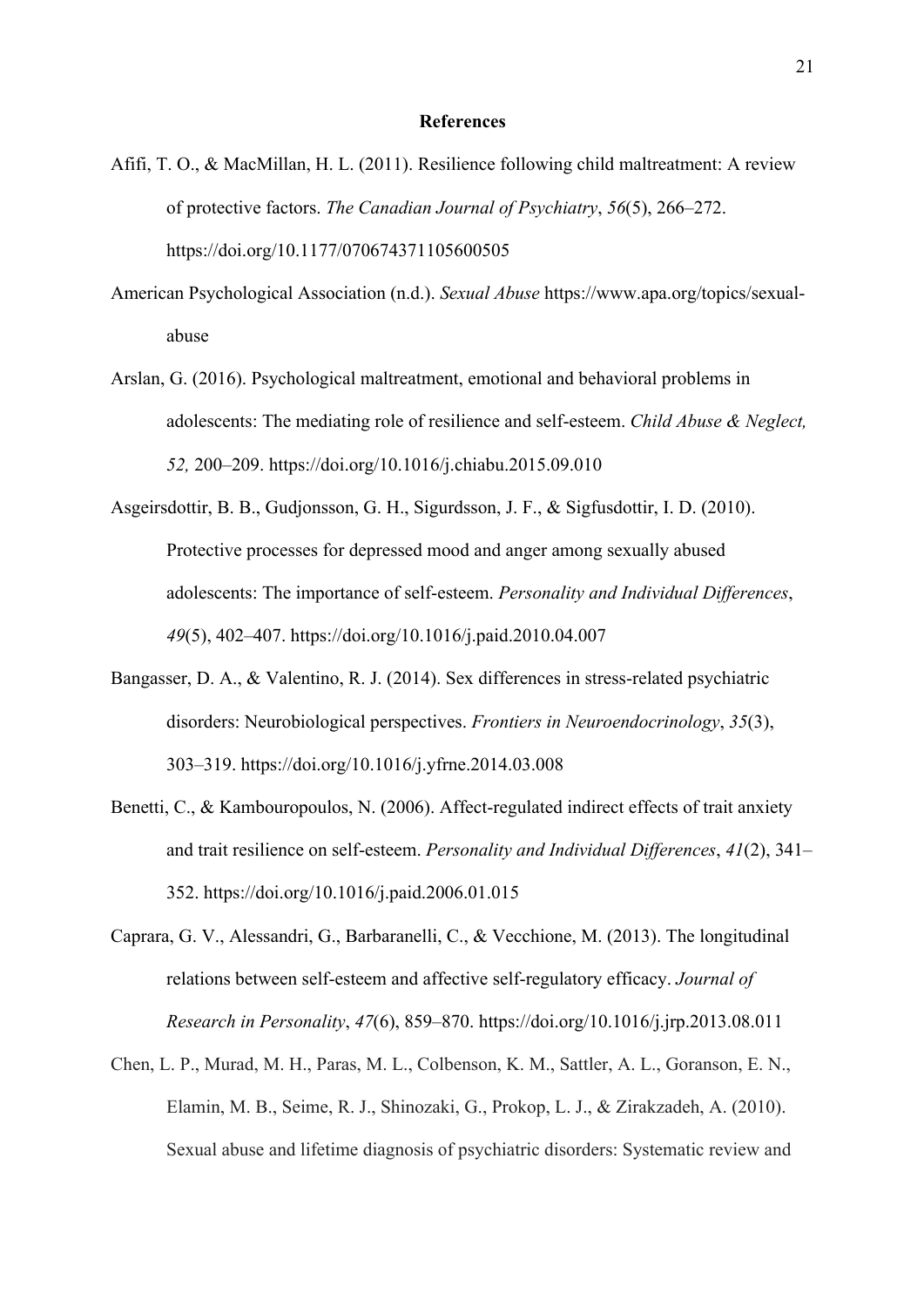# References

Afifi, T. O., & MacMillan, H. L. (2011). Resilience following child maltreatment: A review of protective factors. *The Canadian Journal of Psychiatry*, *56*(5), 266–272. https://doi.org/10.1177/070674371105600505

American Psychological Association (n.d.). *Sexual Abuse* https://www.apa.org/topics/sexual-abuse

Arslan, G. (2016). Psychological maltreatment, emotional and behavioral problems in adolescents: The mediating role of resilience and self-esteem. *Child Abuse & Neglect, 52,* 200–209. https://doi.org/10.1016/j.chiabu.2015.09.010

Asgeirsdottir, B. B., Gudjonsson, G. H., Sigurdsson, J. F., & Sigfusdottir, I. D. (2010). Protective processes for depressed mood and anger among sexually abused adolescents: The importance of self-esteem. *Personality and Individual Differences*, *49*(5), 402–407. https://doi.org/10.1016/j.paid.2010.04.007

Bangasser, D. A., & Valentino, R. J. (2014). Sex differences in stress-related psychiatric disorders: Neurobiological perspectives. *Frontiers in Neuroendocrinology*, *35*(3), 303–319. https://doi.org/10.1016/j.yfrne.2014.03.008

Benetti, C., & Kambouropoulos, N. (2006). Affect-regulated indirect effects of trait anxiety and trait resilience on self-esteem. *Personality and Individual Differences*, *41*(2), 341–352. https://doi.org/10.1016/j.paid.2006.01.015

Caprara, G. V., Alessandri, G., Barbaranelli, C., & Vecchione, M. (2013). The longitudinal relations between self-esteem and affective self-regulatory efficacy. *Journal of Research in Personality*, *47*(6), 859–870. https://doi.org/10.1016/j.jrp.2013.08.011

Chen, L. P., Murad, M. H., Paras, M. L., Colbenson, K. M., Sattler, A. L., Goranson, E. N., Elamin, M. B., Seime, R. J., Shinozaki, G., Prokop, L. J., & Zirakzadeh, A. (2010). Sexual abuse and lifetime diagnosis of psychiatric disorders: Systematic review and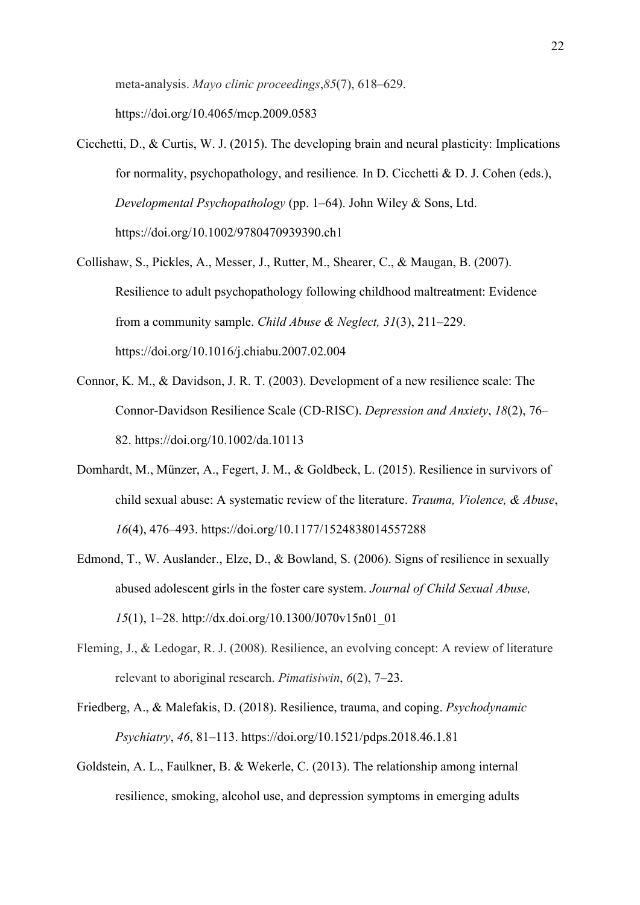meta-analysis. *Mayo clinic proceedings*,*85*(7), 618–629. https://doi.org/10.4065/mcp.2009.0583

Cicchetti, D., & Curtis, W. J. (2015). The developing brain and neural plasticity: Implications for normality, psychopathology, and resilience*.* In D. Cicchetti & D. J. Cohen (eds.), *Developmental Psychopathology* (pp. 1–64). John Wiley & Sons, Ltd. https://doi.org/10.1002/9780470939390.ch1

Collishaw, S., Pickles, A., Messer, J., Rutter, M., Shearer, C., & Maugan, B. (2007). Resilience to adult psychopathology following childhood maltreatment: Evidence from a community sample. *Child Abuse & Neglect, 31*(3), 211–229. https://doi.org/10.1016/j.chiabu.2007.02.004

Connor, K. M., & Davidson, J. R. T. (2003). Development of a new resilience scale: The Connor-Davidson Resilience Scale (CD-RISC). *Depression and Anxiety*, *18*(2), 76–82. https://doi.org/10.1002/da.10113

Domhardt, M., Münzer, A., Fegert, J. M., & Goldbeck, L. (2015). Resilience in survivors of child sexual abuse: A systematic review of the literature. *Trauma, Violence, & Abuse*, *16*(4), 476–493. https://doi.org/10.1177/1524838014557288

Edmond, T., W. Auslander., Elze, D., & Bowland, S. (2006). Signs of resilience in sexually abused adolescent girls in the foster care system. *Journal of Child Sexual Abuse, 15*(1), 1–28. http://dx.doi.org/10.1300/J070v15n01_01

Fleming, J., & Ledogar, R. J. (2008). Resilience, an evolving concept: A review of literature relevant to aboriginal research. *Pimatisiwin*, *6*(2), 7–23.

Friedberg, A., & Malefakis, D. (2018). Resilience, trauma, and coping. *Psychodynamic Psychiatry*, *46*, 81–113. https://doi.org/10.1521/pdps.2018.46.1.81

Goldstein, A. L., Faulkner, B. & Wekerle, C. (2013). The relationship among internal resilience, smoking, alcohol use, and depression symptoms in emerging adults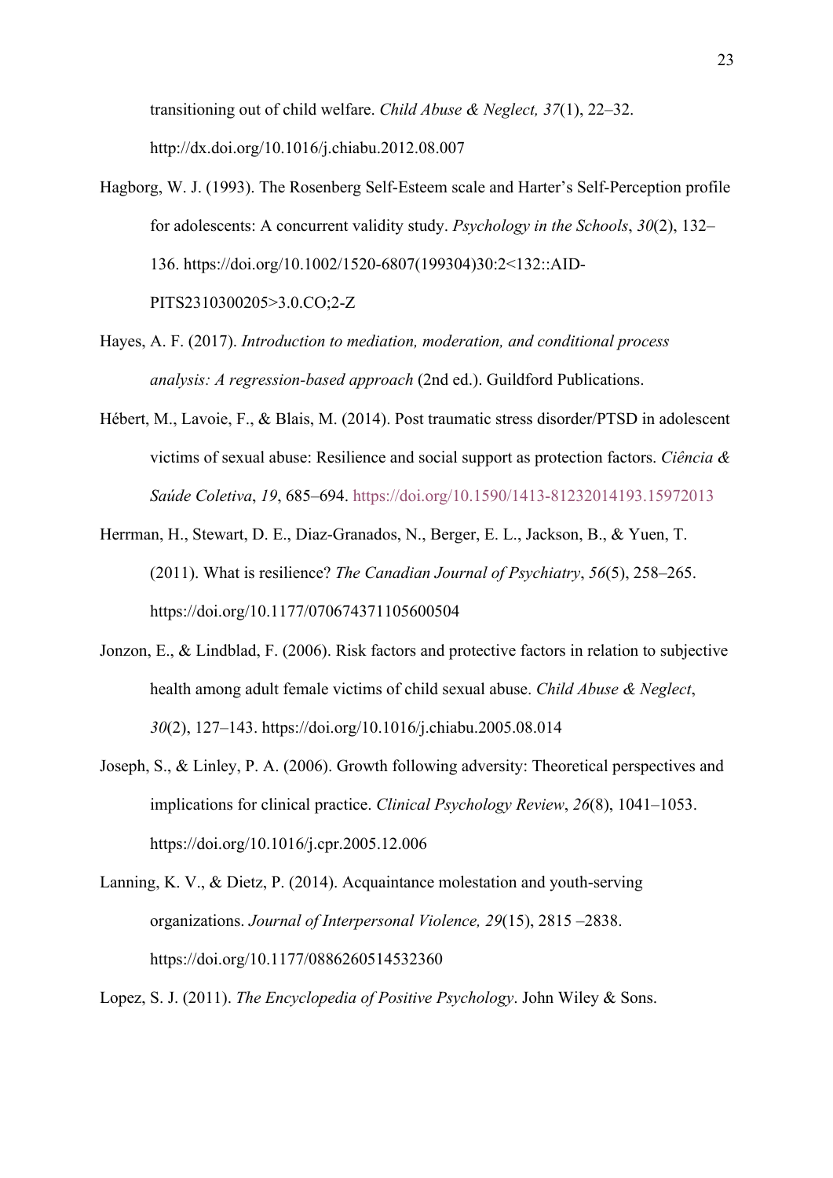transitioning out of child welfare. *Child Abuse & Neglect, 37*(1), 22–32. http://dx.doi.org/10.1016/j.chiabu.2012.08.007

Hagborg, W. J. (1993). The Rosenberg Self-Esteem scale and Harter's Self-Perception profile for adolescents: A concurrent validity study. *Psychology in the Schools*, *30*(2), 132–136. https://doi.org/10.1002/1520-6807(199304)30:2<132::AID-PITS2310300205>3.0.CO;2-Z

Hayes, A. F. (2017). *Introduction to mediation, moderation, and conditional process analysis: A regression-based approach* (2nd ed.). Guildford Publications.

Hébert, M., Lavoie, F., & Blais, M. (2014). Post traumatic stress disorder/PTSD in adolescent victims of sexual abuse: Resilience and social support as protection factors. *Ciência & Saúde Coletiva*, *19*, 685–694. https://doi.org/10.1590/1413-81232014193.15972013

Herrman, H., Stewart, D. E., Diaz-Granados, N., Berger, E. L., Jackson, B., & Yuen, T. (2011). What is resilience? *The Canadian Journal of Psychiatry*, *56*(5), 258–265. https://doi.org/10.1177/070674371105600504

Jonzon, E., & Lindblad, F. (2006). Risk factors and protective factors in relation to subjective health among adult female victims of child sexual abuse. *Child Abuse & Neglect*, *30*(2), 127–143. https://doi.org/10.1016/j.chiabu.2005.08.014

Joseph, S., & Linley, P. A. (2006). Growth following adversity: Theoretical perspectives and implications for clinical practice. *Clinical Psychology Review*, *26*(8), 1041–1053. https://doi.org/10.1016/j.cpr.2005.12.006

Lanning, K. V., & Dietz, P. (2014). Acquaintance molestation and youth-serving organizations. *Journal of Interpersonal Violence, 29*(15), 2815 –2838. https://doi.org/10.1177/0886260514532360

Lopez, S. J. (2011). *The Encyclopedia of Positive Psychology*. John Wiley & Sons.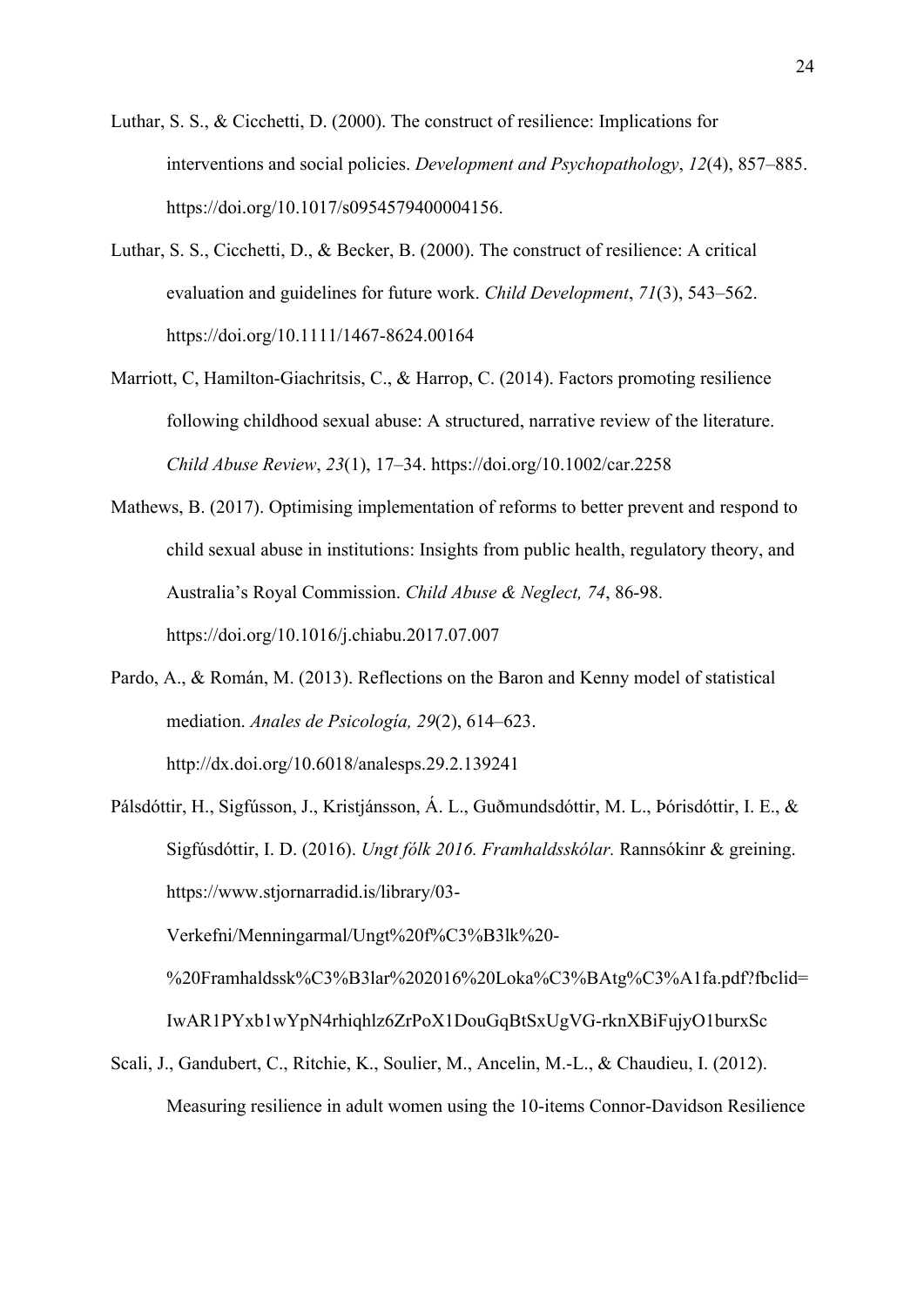Luthar, S. S., & Cicchetti, D. (2000). The construct of resilience: Implications for interventions and social policies. *Development and Psychopathology*, *12*(4), 857–885. https://doi.org/10.1017/s0954579400004156.

Luthar, S. S., Cicchetti, D., & Becker, B. (2000). The construct of resilience: A critical evaluation and guidelines for future work. *Child Development*, *71*(3), 543–562. https://doi.org/10.1111/1467-8624.00164

Marriott, C, Hamilton-Giachritsis, C., & Harrop, C. (2014). Factors promoting resilience following childhood sexual abuse: A structured, narrative review of the literature. *Child Abuse Review*, *23*(1), 17–34. https://doi.org/10.1002/car.2258

Mathews, B. (2017). Optimising implementation of reforms to better prevent and respond to child sexual abuse in institutions: Insights from public health, regulatory theory, and Australia's Royal Commission. *Child Abuse & Neglect, 74*, 86-98. https://doi.org/10.1016/j.chiabu.2017.07.007

Pardo, A., & Román, M. (2013). Reflections on the Baron and Kenny model of statistical mediation. *Anales de Psicología, 29*(2), 614–623. http://dx.doi.org/10.6018/analesps.29.2.139241

Pálsdóttir, H., Sigfússon, J., Kristjánsson, Á. L., Guðmundsdóttir, M. L., Þórisdóttir, I. E., & Sigfúsdóttir, I. D. (2016). *Ungt fólk 2016. Framhaldsskólar.* Rannsókinr & greining. https://www.stjornarradid.is/library/03-Verkefni/Menningarmal/Ungt%20f%C3%B3lk%20-%20Framhaldssk%C3%B3lar%202016%20Loka%C3%BAtg%C3%A1fa.pdf?fbclid=IwAR1PYxb1wYpN4rhiqhlz6ZrPoX1DouGqBtSxUgVG-rknXBiFujyO1burxSc

Scali, J., Gandubert, C., Ritchie, K., Soulier, M., Ancelin, M.-L., & Chaudieu, I. (2012). Measuring resilience in adult women using the 10-items Connor-Davidson Resilience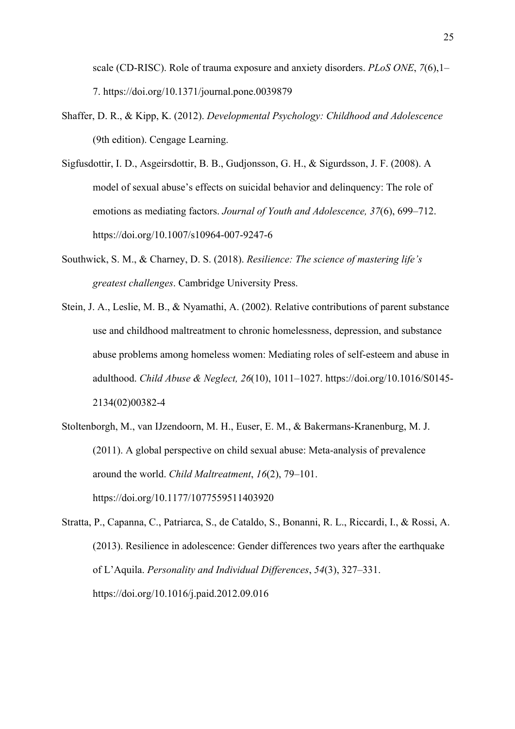scale (CD-RISC). Role of trauma exposure and anxiety disorders. *PLoS ONE*, *7*(6),1–7. https://doi.org/10.1371/journal.pone.0039879

Shaffer, D. R., & Kipp, K. (2012). *Developmental Psychology: Childhood and Adolescence* (9th edition). Cengage Learning.

Sigfusdottir, I. D., Asgeirsdottir, B. B., Gudjonsson, G. H., & Sigurdsson, J. F. (2008). A model of sexual abuse's effects on suicidal behavior and delinquency: The role of emotions as mediating factors. *Journal of Youth and Adolescence, 37*(6), 699–712. https://doi.org/10.1007/s10964-007-9247-6

Southwick, S. M., & Charney, D. S. (2018). *Resilience: The science of mastering life's greatest challenges*. Cambridge University Press.

Stein, J. A., Leslie, M. B., & Nyamathi, A. (2002). Relative contributions of parent substance use and childhood maltreatment to chronic homelessness, depression, and substance abuse problems among homeless women: Mediating roles of self-esteem and abuse in adulthood. *Child Abuse & Neglect, 26*(10), 1011–1027. https://doi.org/10.1016/S0145-2134(02)00382-4

Stoltenborgh, M., van IJzendoorn, M. H., Euser, E. M., & Bakermans-Kranenburg, M. J. (2011). A global perspective on child sexual abuse: Meta-analysis of prevalence around the world. *Child Maltreatment*, *16*(2), 79–101. https://doi.org/10.1177/1077559511403920

Stratta, P., Capanna, C., Patriarca, S., de Cataldo, S., Bonanni, R. L., Riccardi, I., & Rossi, A. (2013). Resilience in adolescence: Gender differences two years after the earthquake of L'Aquila. *Personality and Individual Differences*, *54*(3), 327–331. https://doi.org/10.1016/j.paid.2012.09.016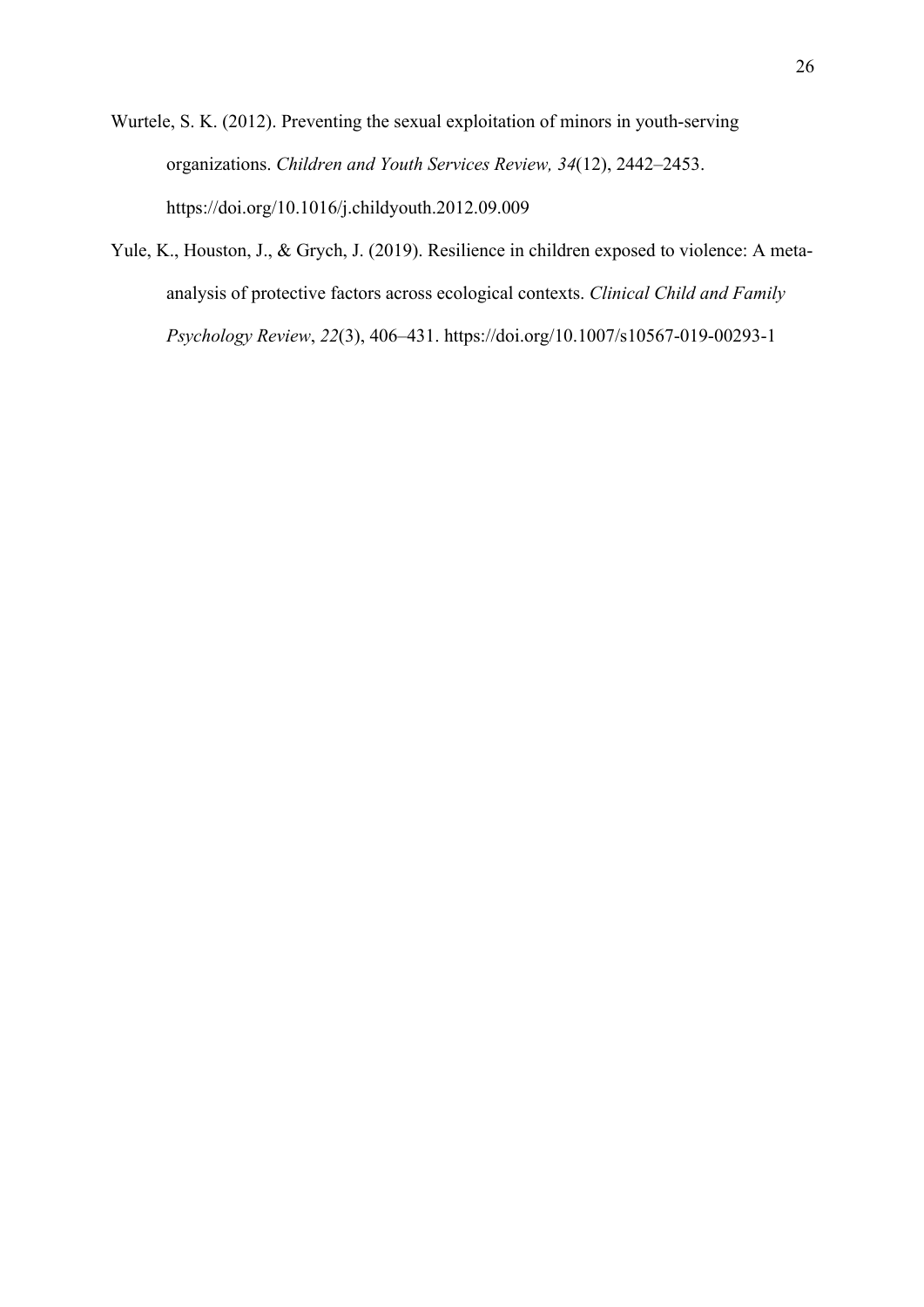Wurtele, S. K. (2012). Preventing the sexual exploitation of minors in youth-serving organizations. *Children and Youth Services Review, 34*(12), 2442–2453. https://doi.org/10.1016/j.childyouth.2012.09.009

Yule, K., Houston, J., & Grych, J. (2019). Resilience in children exposed to violence: A meta-analysis of protective factors across ecological contexts. *Clinical Child and Family Psychology Review*, *22*(3), 406–431. https://doi.org/10.1007/s10567-019-00293-1